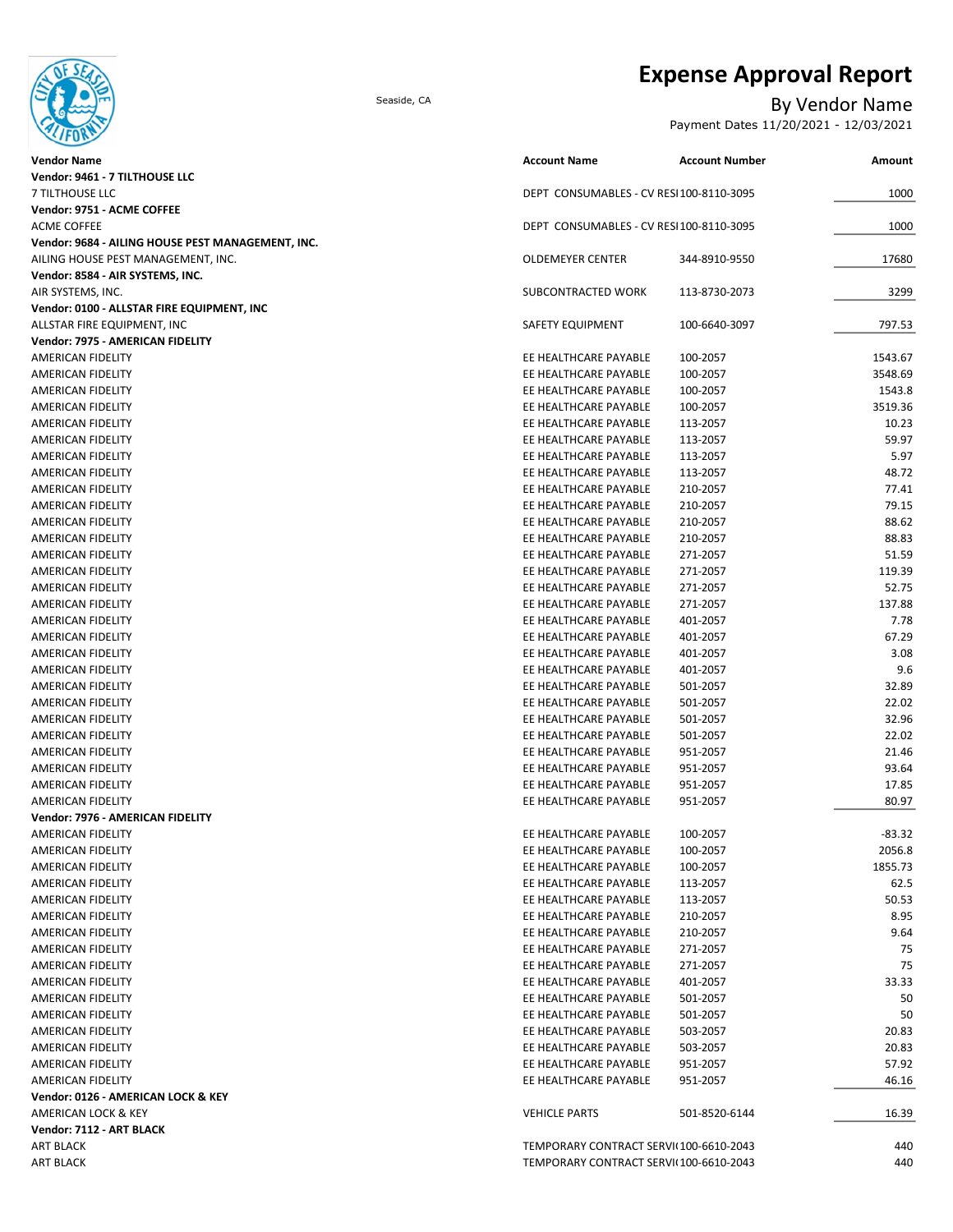# Expense Approval Report

Seaside, CA

By Vendor Name

Payment Dates 11/20/2021 - 12/03/2021

| Vendor Name | Account Name | Account Number | Amount |
|---|---|---|---|
| **Vendor: 9461 - 7 TILTHOUSE LLC** | | | |
| 7 TILTHOUSE LLC | DEPT CONSUMABLES - CV RESI | 100-8110-3095 | 1000 |
| **Vendor: 9751 - ACME COFFEE** | | | |
| ACME COFFEE | DEPT CONSUMABLES - CV RESI | 100-8110-3095 | 1000 |
| **Vendor: 9684 - AILING HOUSE PEST MANAGEMENT, INC.** | | | |
| AILING HOUSE PEST MANAGEMENT, INC. | OLDEMEYER CENTER | 344-8910-9550 | 17680 |
| **Vendor: 8584 - AIR SYSTEMS, INC.** | | | |
| AIR SYSTEMS, INC. | SUBCONTRACTED WORK | 113-8730-2073 | 3299 |
| **Vendor: 0100 - ALLSTAR FIRE EQUIPMENT, INC** | | | |
| ALLSTAR FIRE EQUIPMENT, INC | SAFETY EQUIPMENT | 100-6640-3097 | 797.53 |
| **Vendor: 7975 - AMERICAN FIDELITY** | | | |
| AMERICAN FIDELITY | EE HEALTHCARE PAYABLE | 100-2057 | 1543.67 |
| AMERICAN FIDELITY | EE HEALTHCARE PAYABLE | 100-2057 | 3548.69 |
| AMERICAN FIDELITY | EE HEALTHCARE PAYABLE | 100-2057 | 1543.8 |
| AMERICAN FIDELITY | EE HEALTHCARE PAYABLE | 100-2057 | 3519.36 |
| AMERICAN FIDELITY | EE HEALTHCARE PAYABLE | 113-2057 | 10.23 |
| AMERICAN FIDELITY | EE HEALTHCARE PAYABLE | 113-2057 | 59.97 |
| AMERICAN FIDELITY | EE HEALTHCARE PAYABLE | 113-2057 | 5.97 |
| AMERICAN FIDELITY | EE HEALTHCARE PAYABLE | 113-2057 | 48.72 |
| AMERICAN FIDELITY | EE HEALTHCARE PAYABLE | 210-2057 | 77.41 |
| AMERICAN FIDELITY | EE HEALTHCARE PAYABLE | 210-2057 | 79.15 |
| AMERICAN FIDELITY | EE HEALTHCARE PAYABLE | 210-2057 | 88.62 |
| AMERICAN FIDELITY | EE HEALTHCARE PAYABLE | 210-2057 | 88.83 |
| AMERICAN FIDELITY | EE HEALTHCARE PAYABLE | 271-2057 | 51.59 |
| AMERICAN FIDELITY | EE HEALTHCARE PAYABLE | 271-2057 | 119.39 |
| AMERICAN FIDELITY | EE HEALTHCARE PAYABLE | 271-2057 | 52.75 |
| AMERICAN FIDELITY | EE HEALTHCARE PAYABLE | 271-2057 | 137.88 |
| AMERICAN FIDELITY | EE HEALTHCARE PAYABLE | 401-2057 | 7.78 |
| AMERICAN FIDELITY | EE HEALTHCARE PAYABLE | 401-2057 | 67.29 |
| AMERICAN FIDELITY | EE HEALTHCARE PAYABLE | 401-2057 | 3.08 |
| AMERICAN FIDELITY | EE HEALTHCARE PAYABLE | 401-2057 | 9.6 |
| AMERICAN FIDELITY | EE HEALTHCARE PAYABLE | 501-2057 | 32.89 |
| AMERICAN FIDELITY | EE HEALTHCARE PAYABLE | 501-2057 | 22.02 |
| AMERICAN FIDELITY | EE HEALTHCARE PAYABLE | 501-2057 | 32.96 |
| AMERICAN FIDELITY | EE HEALTHCARE PAYABLE | 501-2057 | 22.02 |
| AMERICAN FIDELITY | EE HEALTHCARE PAYABLE | 951-2057 | 21.46 |
| AMERICAN FIDELITY | EE HEALTHCARE PAYABLE | 951-2057 | 93.64 |
| AMERICAN FIDELITY | EE HEALTHCARE PAYABLE | 951-2057 | 17.85 |
| AMERICAN FIDELITY | EE HEALTHCARE PAYABLE | 951-2057 | 80.97 |
| **Vendor: 7976 - AMERICAN FIDELITY** | | | |
| AMERICAN FIDELITY | EE HEALTHCARE PAYABLE | 100-2057 | -83.32 |
| AMERICAN FIDELITY | EE HEALTHCARE PAYABLE | 100-2057 | 2056.8 |
| AMERICAN FIDELITY | EE HEALTHCARE PAYABLE | 100-2057 | 1855.73 |
| AMERICAN FIDELITY | EE HEALTHCARE PAYABLE | 113-2057 | 62.5 |
| AMERICAN FIDELITY | EE HEALTHCARE PAYABLE | 113-2057 | 50.53 |
| AMERICAN FIDELITY | EE HEALTHCARE PAYABLE | 210-2057 | 8.95 |
| AMERICAN FIDELITY | EE HEALTHCARE PAYABLE | 210-2057 | 9.64 |
| AMERICAN FIDELITY | EE HEALTHCARE PAYABLE | 271-2057 | 75 |
| AMERICAN FIDELITY | EE HEALTHCARE PAYABLE | 271-2057 | 75 |
| AMERICAN FIDELITY | EE HEALTHCARE PAYABLE | 401-2057 | 33.33 |
| AMERICAN FIDELITY | EE HEALTHCARE PAYABLE | 501-2057 | 50 |
| AMERICAN FIDELITY | EE HEALTHCARE PAYABLE | 501-2057 | 50 |
| AMERICAN FIDELITY | EE HEALTHCARE PAYABLE | 503-2057 | 20.83 |
| AMERICAN FIDELITY | EE HEALTHCARE PAYABLE | 503-2057 | 20.83 |
| AMERICAN FIDELITY | EE HEALTHCARE PAYABLE | 951-2057 | 57.92 |
| AMERICAN FIDELITY | EE HEALTHCARE PAYABLE | 951-2057 | 46.16 |
| **Vendor: 0126 - AMERICAN LOCK & KEY** | | | |
| AMERICAN LOCK & KEY | VEHICLE PARTS | 501-8520-6144 | 16.39 |
| **Vendor: 7112 - ART BLACK** | | | |
| ART BLACK | TEMPORARY CONTRACT SERVI | 100-6610-2043 | 440 |
| ART BLACK | TEMPORARY CONTRACT SERVI | 100-6610-2043 | 440 |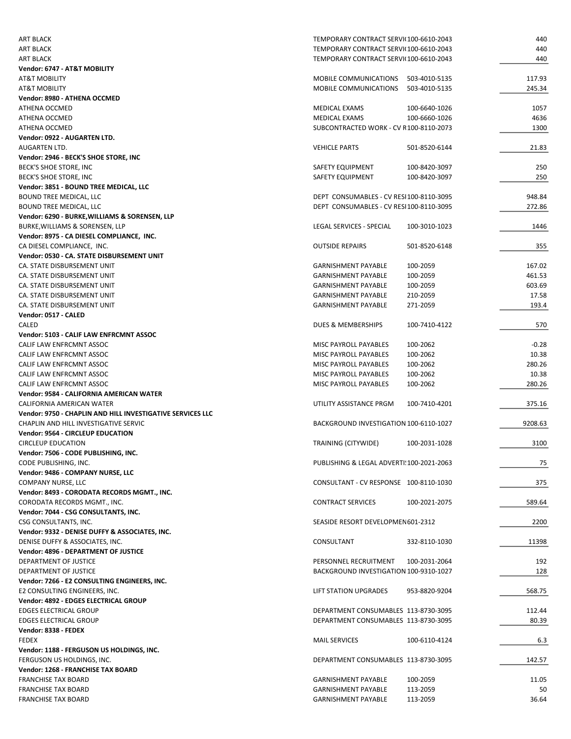| Vendor | Description | Account | Amount |
|---|---|---|---|
| ART BLACK | TEMPORARY CONTRACT SERVI( | 100-6610-2043 | 440 |
| ART BLACK | TEMPORARY CONTRACT SERVI( | 100-6610-2043 | 440 |
| ART BLACK | TEMPORARY CONTRACT SERVI( | 100-6610-2043 | 440 |
| **Vendor: 6747 - AT&T MOBILITY** | | | |
| AT&T MOBILITY | MOBILE COMMUNICATIONS | 503-4010-5135 | 117.93 |
| AT&T MOBILITY | MOBILE COMMUNICATIONS | 503-4010-5135 | 245.34 |
| **Vendor: 8980 - ATHENA OCCMED** | | | |
| ATHENA OCCMED | MEDICAL EXAMS | 100-6640-1026 | 1057 |
| ATHENA OCCMED | MEDICAL EXAMS | 100-6660-1026 | 4636 |
| ATHENA OCCMED | SUBCONTRACTED WORK - CV R | 100-8110-2073 | 1300 |
| **Vendor: 0922 - AUGARTEN LTD.** | | | |
| AUGARTEN LTD. | VEHICLE PARTS | 501-8520-6144 | 21.83 |
| **Vendor: 2946 - BECK'S SHOE STORE, INC** | | | |
| BECK'S SHOE STORE, INC | SAFETY EQUIPMENT | 100-8420-3097 | 250 |
| BECK'S SHOE STORE, INC | SAFETY EQUIPMENT | 100-8420-3097 | 250 |
| **Vendor: 3851 - BOUND TREE MEDICAL, LLC** | | | |
| BOUND TREE MEDICAL, LLC | DEPT CONSUMABLES - CV RESI | 100-8110-3095 | 948.84 |
| BOUND TREE MEDICAL, LLC | DEPT CONSUMABLES - CV RESI | 100-8110-3095 | 272.86 |
| **Vendor: 6290 - BURKE,WILLIAMS & SORENSEN, LLP** | | | |
| BURKE,WILLIAMS & SORENSEN, LLP | LEGAL SERVICES - SPECIAL | 100-3010-1023 | 1446 |
| **Vendor: 8975 - CA DIESEL COMPLIANCE, INC.** | | | |
| CA DIESEL COMPLIANCE, INC. | OUTSIDE REPAIRS | 501-8520-6148 | 355 |
| **Vendor: 0530 - CA. STATE DISBURSEMENT UNIT** | | | |
| CA. STATE DISBURSEMENT UNIT | GARNISHMENT PAYABLE | 100-2059 | 167.02 |
| CA. STATE DISBURSEMENT UNIT | GARNISHMENT PAYABLE | 100-2059 | 461.53 |
| CA. STATE DISBURSEMENT UNIT | GARNISHMENT PAYABLE | 100-2059 | 603.69 |
| CA. STATE DISBURSEMENT UNIT | GARNISHMENT PAYABLE | 210-2059 | 17.58 |
| CA. STATE DISBURSEMENT UNIT | GARNISHMENT PAYABLE | 271-2059 | 193.4 |
| **Vendor: 0517 - CALED** | | | |
| CALED | DUES & MEMBERSHIPS | 100-7410-4122 | 570 |
| **Vendor: 5103 - CALIF LAW ENFRCMNT ASSOC** | | | |
| CALIF LAW ENFRCMNT ASSOC | MISC PAYROLL PAYABLES | 100-2062 | -0.28 |
| CALIF LAW ENFRCMNT ASSOC | MISC PAYROLL PAYABLES | 100-2062 | 10.38 |
| CALIF LAW ENFRCMNT ASSOC | MISC PAYROLL PAYABLES | 100-2062 | 280.26 |
| CALIF LAW ENFRCMNT ASSOC | MISC PAYROLL PAYABLES | 100-2062 | 10.38 |
| CALIF LAW ENFRCMNT ASSOC | MISC PAYROLL PAYABLES | 100-2062 | 280.26 |
| **Vendor: 9584 - CALIFORNIA AMERICAN WATER** | | | |
| CALIFORNIA AMERICAN WATER | UTILITY ASSISTANCE PRGM | 100-7410-4201 | 375.16 |
| **Vendor: 9750 - CHAPLIN AND HILL INVESTIGATIVE SERVICES LLC** | | | |
| CHAPLIN AND HILL INVESTIGATIVE SERVIC | BACKGROUND INVESTIGATION | 100-6110-1027 | 9208.63 |
| **Vendor: 9564 - CIRCLEUP EDUCATION** | | | |
| CIRCLEUP EDUCATION | TRAINING (CITYWIDE) | 100-2031-1028 | 3100 |
| **Vendor: 7506 - CODE PUBLISHING, INC.** | | | |
| CODE PUBLISHING, INC. | PUBLISHING & LEGAL ADVERTI! | 100-2021-2063 | 75 |
| **Vendor: 9486 - COMPANY NURSE, LLC** | | | |
| COMPANY NURSE, LLC | CONSULTANT - CV RESPONSE | 100-8110-1030 | 375 |
| **Vendor: 8493 - CORODATA RECORDS MGMT., INC.** | | | |
| CORODATA RECORDS MGMT., INC. | CONTRACT SERVICES | 100-2021-2075 | 589.64 |
| **Vendor: 7044 - CSG CONSULTANTS, INC.** | | | |
| CSG CONSULTANTS, INC. | SEASIDE RESORT DEVELOPMEN | 601-2312 | 2200 |
| **Vendor: 9332 - DENISE DUFFY & ASSOCIATES, INC.** | | | |
| DENISE DUFFY & ASSOCIATES, INC. | CONSULTANT | 332-8110-1030 | 11398 |
| **Vendor: 4896 - DEPARTMENT OF JUSTICE** | | | |
| DEPARTMENT OF JUSTICE | PERSONNEL RECRUITMENT | 100-2031-2064 | 192 |
| DEPARTMENT OF JUSTICE | BACKGROUND INVESTIGATION | 100-9310-1027 | 128 |
| **Vendor: 7266 - E2 CONSULTING ENGINEERS, INC.** | | | |
| E2 CONSULTING ENGINEERS, INC. | LIFT STATION UPGRADES | 953-8820-9204 | 568.75 |
| **Vendor: 4892 - EDGES ELECTRICAL GROUP** | | | |
| EDGES ELECTRICAL GROUP | DEPARTMENT CONSUMABLES | 113-8730-3095 | 112.44 |
| EDGES ELECTRICAL GROUP | DEPARTMENT CONSUMABLES | 113-8730-3095 | 80.39 |
| **Vendor: 8338 - FEDEX** | | | |
| FEDEX | MAIL SERVICES | 100-6110-4124 | 6.3 |
| **Vendor: 1188 - FERGUSON US HOLDINGS, INC.** | | | |
| FERGUSON US HOLDINGS, INC. | DEPARTMENT CONSUMABLES | 113-8730-3095 | 142.57 |
| **Vendor: 1268 - FRANCHISE TAX BOARD** | | | |
| FRANCHISE TAX BOARD | GARNISHMENT PAYABLE | 100-2059 | 11.05 |
| FRANCHISE TAX BOARD | GARNISHMENT PAYABLE | 113-2059 | 50 |
| FRANCHISE TAX BOARD | GARNISHMENT PAYABLE | 113-2059 | 36.64 |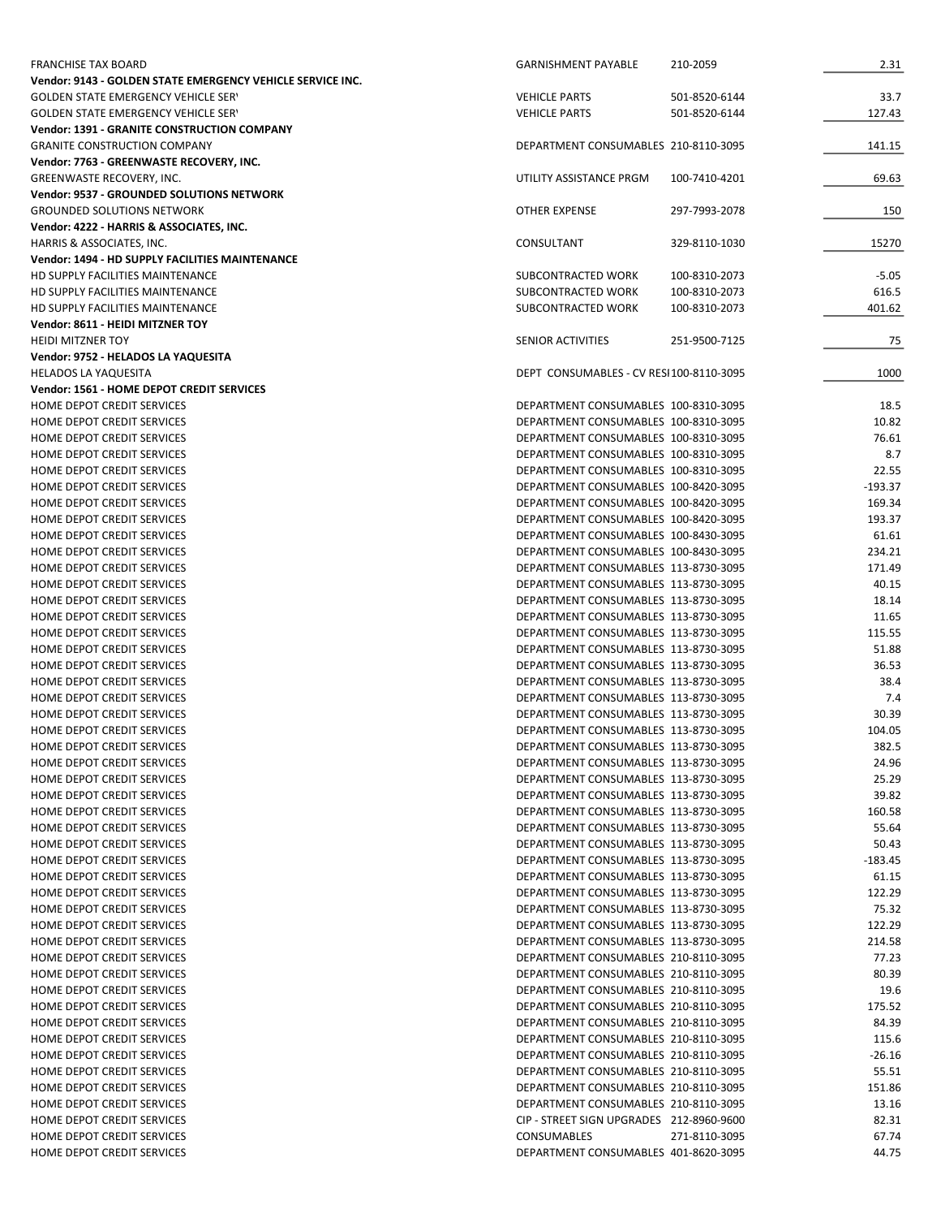| | | | |
|---|---|---|---|
| FRANCHISE TAX BOARD | GARNISHMENT PAYABLE | 210-2059 | 2.31 |
| **Vendor: 9143 - GOLDEN STATE EMERGENCY VEHICLE SERVICE INC.** | | | |
| GOLDEN STATE EMERGENCY VEHICLE SER\ | VEHICLE PARTS | 501-8520-6144 | 33.7 |
| GOLDEN STATE EMERGENCY VEHICLE SER\ | VEHICLE PARTS | 501-8520-6144 | 127.43 |
| **Vendor: 1391 - GRANITE CONSTRUCTION COMPANY** | | | |
| GRANITE CONSTRUCTION COMPANY | DEPARTMENT CONSUMABLES | 210-8110-3095 | 141.15 |
| **Vendor: 7763 - GREENWASTE RECOVERY, INC.** | | | |
| GREENWASTE RECOVERY, INC. | UTILITY ASSISTANCE PRGM | 100-7410-4201 | 69.63 |
| **Vendor: 9537 - GROUNDED SOLUTIONS NETWORK** | | | |
| GROUNDED SOLUTIONS NETWORK | OTHER EXPENSE | 297-7993-2078 | 150 |
| **Vendor: 4222 - HARRIS & ASSOCIATES, INC.** | | | |
| HARRIS & ASSOCIATES, INC. | CONSULTANT | 329-8110-1030 | 15270 |
| **Vendor: 1494 - HD SUPPLY FACILITIES MAINTENANCE** | | | |
| HD SUPPLY FACILITIES MAINTENANCE | SUBCONTRACTED WORK | 100-8310-2073 | -5.05 |
| HD SUPPLY FACILITIES MAINTENANCE | SUBCONTRACTED WORK | 100-8310-2073 | 616.5 |
| HD SUPPLY FACILITIES MAINTENANCE | SUBCONTRACTED WORK | 100-8310-2073 | 401.62 |
| **Vendor: 8611 - HEIDI MITZNER TOY** | | | |
| HEIDI MITZNER TOY | SENIOR ACTIVITIES | 251-9500-7125 | 75 |
| **Vendor: 9752 - HELADOS LA YAQUESITA** | | | |
| HELADOS LA YAQUESITA | DEPT CONSUMABLES - CV RESI | 100-8110-3095 | 1000 |
| **Vendor: 1561 - HOME DEPOT CREDIT SERVICES** | | | |
| HOME DEPOT CREDIT SERVICES | DEPARTMENT CONSUMABLES | 100-8310-3095 | 18.5 |
| HOME DEPOT CREDIT SERVICES | DEPARTMENT CONSUMABLES | 100-8310-3095 | 10.82 |
| HOME DEPOT CREDIT SERVICES | DEPARTMENT CONSUMABLES | 100-8310-3095 | 76.61 |
| HOME DEPOT CREDIT SERVICES | DEPARTMENT CONSUMABLES | 100-8310-3095 | 8.7 |
| HOME DEPOT CREDIT SERVICES | DEPARTMENT CONSUMABLES | 100-8310-3095 | 22.55 |
| HOME DEPOT CREDIT SERVICES | DEPARTMENT CONSUMABLES | 100-8420-3095 | -193.37 |
| HOME DEPOT CREDIT SERVICES | DEPARTMENT CONSUMABLES | 100-8420-3095 | 169.34 |
| HOME DEPOT CREDIT SERVICES | DEPARTMENT CONSUMABLES | 100-8420-3095 | 193.37 |
| HOME DEPOT CREDIT SERVICES | DEPARTMENT CONSUMABLES | 100-8430-3095 | 61.61 |
| HOME DEPOT CREDIT SERVICES | DEPARTMENT CONSUMABLES | 100-8430-3095 | 234.21 |
| HOME DEPOT CREDIT SERVICES | DEPARTMENT CONSUMABLES | 113-8730-3095 | 171.49 |
| HOME DEPOT CREDIT SERVICES | DEPARTMENT CONSUMABLES | 113-8730-3095 | 40.15 |
| HOME DEPOT CREDIT SERVICES | DEPARTMENT CONSUMABLES | 113-8730-3095 | 18.14 |
| HOME DEPOT CREDIT SERVICES | DEPARTMENT CONSUMABLES | 113-8730-3095 | 11.65 |
| HOME DEPOT CREDIT SERVICES | DEPARTMENT CONSUMABLES | 113-8730-3095 | 115.55 |
| HOME DEPOT CREDIT SERVICES | DEPARTMENT CONSUMABLES | 113-8730-3095 | 51.88 |
| HOME DEPOT CREDIT SERVICES | DEPARTMENT CONSUMABLES | 113-8730-3095 | 36.53 |
| HOME DEPOT CREDIT SERVICES | DEPARTMENT CONSUMABLES | 113-8730-3095 | 38.4 |
| HOME DEPOT CREDIT SERVICES | DEPARTMENT CONSUMABLES | 113-8730-3095 | 7.4 |
| HOME DEPOT CREDIT SERVICES | DEPARTMENT CONSUMABLES | 113-8730-3095 | 30.39 |
| HOME DEPOT CREDIT SERVICES | DEPARTMENT CONSUMABLES | 113-8730-3095 | 104.05 |
| HOME DEPOT CREDIT SERVICES | DEPARTMENT CONSUMABLES | 113-8730-3095 | 382.5 |
| HOME DEPOT CREDIT SERVICES | DEPARTMENT CONSUMABLES | 113-8730-3095 | 24.96 |
| HOME DEPOT CREDIT SERVICES | DEPARTMENT CONSUMABLES | 113-8730-3095 | 25.29 |
| HOME DEPOT CREDIT SERVICES | DEPARTMENT CONSUMABLES | 113-8730-3095 | 39.82 |
| HOME DEPOT CREDIT SERVICES | DEPARTMENT CONSUMABLES | 113-8730-3095 | 160.58 |
| HOME DEPOT CREDIT SERVICES | DEPARTMENT CONSUMABLES | 113-8730-3095 | 55.64 |
| HOME DEPOT CREDIT SERVICES | DEPARTMENT CONSUMABLES | 113-8730-3095 | 50.43 |
| HOME DEPOT CREDIT SERVICES | DEPARTMENT CONSUMABLES | 113-8730-3095 | -183.45 |
| HOME DEPOT CREDIT SERVICES | DEPARTMENT CONSUMABLES | 113-8730-3095 | 61.15 |
| HOME DEPOT CREDIT SERVICES | DEPARTMENT CONSUMABLES | 113-8730-3095 | 122.29 |
| HOME DEPOT CREDIT SERVICES | DEPARTMENT CONSUMABLES | 113-8730-3095 | 75.32 |
| HOME DEPOT CREDIT SERVICES | DEPARTMENT CONSUMABLES | 113-8730-3095 | 122.29 |
| HOME DEPOT CREDIT SERVICES | DEPARTMENT CONSUMABLES | 113-8730-3095 | 214.58 |
| HOME DEPOT CREDIT SERVICES | DEPARTMENT CONSUMABLES | 210-8110-3095 | 77.23 |
| HOME DEPOT CREDIT SERVICES | DEPARTMENT CONSUMABLES | 210-8110-3095 | 80.39 |
| HOME DEPOT CREDIT SERVICES | DEPARTMENT CONSUMABLES | 210-8110-3095 | 19.6 |
| HOME DEPOT CREDIT SERVICES | DEPARTMENT CONSUMABLES | 210-8110-3095 | 175.52 |
| HOME DEPOT CREDIT SERVICES | DEPARTMENT CONSUMABLES | 210-8110-3095 | 84.39 |
| HOME DEPOT CREDIT SERVICES | DEPARTMENT CONSUMABLES | 210-8110-3095 | 115.6 |
| HOME DEPOT CREDIT SERVICES | DEPARTMENT CONSUMABLES | 210-8110-3095 | -26.16 |
| HOME DEPOT CREDIT SERVICES | DEPARTMENT CONSUMABLES | 210-8110-3095 | 55.51 |
| HOME DEPOT CREDIT SERVICES | DEPARTMENT CONSUMABLES | 210-8110-3095 | 151.86 |
| HOME DEPOT CREDIT SERVICES | DEPARTMENT CONSUMABLES | 210-8110-3095 | 13.16 |
| HOME DEPOT CREDIT SERVICES | CIP - STREET SIGN UPGRADES | 212-8960-9600 | 82.31 |
| HOME DEPOT CREDIT SERVICES | CONSUMABLES | 271-8110-3095 | 67.74 |
| HOME DEPOT CREDIT SERVICES | DEPARTMENT CONSUMABLES | 401-8620-3095 | 44.75 |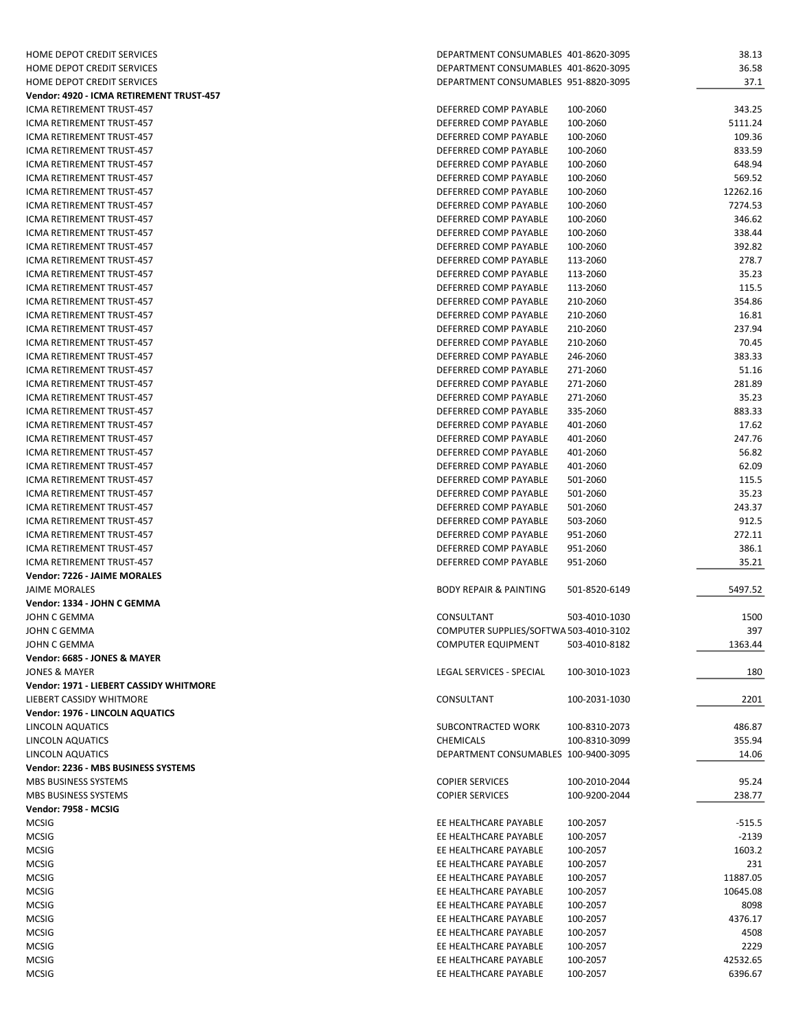| | | | |
|---|---|---|---|
| HOME DEPOT CREDIT SERVICES | DEPARTMENT CONSUMABLES | 401-8620-3095 | 38.13 |
| HOME DEPOT CREDIT SERVICES | DEPARTMENT CONSUMABLES | 401-8620-3095 | 36.58 |
| HOME DEPOT CREDIT SERVICES | DEPARTMENT CONSUMABLES | 951-8820-3095 | 37.1 |
| **Vendor: 4920 - ICMA RETIREMENT TRUST-457** | | | |
| ICMA RETIREMENT TRUST-457 | DEFERRED COMP PAYABLE | 100-2060 | 343.25 |
| ICMA RETIREMENT TRUST-457 | DEFERRED COMP PAYABLE | 100-2060 | 5111.24 |
| ICMA RETIREMENT TRUST-457 | DEFERRED COMP PAYABLE | 100-2060 | 109.36 |
| ICMA RETIREMENT TRUST-457 | DEFERRED COMP PAYABLE | 100-2060 | 833.59 |
| ICMA RETIREMENT TRUST-457 | DEFERRED COMP PAYABLE | 100-2060 | 648.94 |
| ICMA RETIREMENT TRUST-457 | DEFERRED COMP PAYABLE | 100-2060 | 569.52 |
| ICMA RETIREMENT TRUST-457 | DEFERRED COMP PAYABLE | 100-2060 | 12262.16 |
| ICMA RETIREMENT TRUST-457 | DEFERRED COMP PAYABLE | 100-2060 | 7274.53 |
| ICMA RETIREMENT TRUST-457 | DEFERRED COMP PAYABLE | 100-2060 | 346.62 |
| ICMA RETIREMENT TRUST-457 | DEFERRED COMP PAYABLE | 100-2060 | 338.44 |
| ICMA RETIREMENT TRUST-457 | DEFERRED COMP PAYABLE | 100-2060 | 392.82 |
| ICMA RETIREMENT TRUST-457 | DEFERRED COMP PAYABLE | 113-2060 | 278.7 |
| ICMA RETIREMENT TRUST-457 | DEFERRED COMP PAYABLE | 113-2060 | 35.23 |
| ICMA RETIREMENT TRUST-457 | DEFERRED COMP PAYABLE | 113-2060 | 115.5 |
| ICMA RETIREMENT TRUST-457 | DEFERRED COMP PAYABLE | 210-2060 | 354.86 |
| ICMA RETIREMENT TRUST-457 | DEFERRED COMP PAYABLE | 210-2060 | 16.81 |
| ICMA RETIREMENT TRUST-457 | DEFERRED COMP PAYABLE | 210-2060 | 237.94 |
| ICMA RETIREMENT TRUST-457 | DEFERRED COMP PAYABLE | 210-2060 | 70.45 |
| ICMA RETIREMENT TRUST-457 | DEFERRED COMP PAYABLE | 246-2060 | 383.33 |
| ICMA RETIREMENT TRUST-457 | DEFERRED COMP PAYABLE | 271-2060 | 51.16 |
| ICMA RETIREMENT TRUST-457 | DEFERRED COMP PAYABLE | 271-2060 | 281.89 |
| ICMA RETIREMENT TRUST-457 | DEFERRED COMP PAYABLE | 271-2060 | 35.23 |
| ICMA RETIREMENT TRUST-457 | DEFERRED COMP PAYABLE | 335-2060 | 883.33 |
| ICMA RETIREMENT TRUST-457 | DEFERRED COMP PAYABLE | 401-2060 | 17.62 |
| ICMA RETIREMENT TRUST-457 | DEFERRED COMP PAYABLE | 401-2060 | 247.76 |
| ICMA RETIREMENT TRUST-457 | DEFERRED COMP PAYABLE | 401-2060 | 56.82 |
| ICMA RETIREMENT TRUST-457 | DEFERRED COMP PAYABLE | 401-2060 | 62.09 |
| ICMA RETIREMENT TRUST-457 | DEFERRED COMP PAYABLE | 501-2060 | 115.5 |
| ICMA RETIREMENT TRUST-457 | DEFERRED COMP PAYABLE | 501-2060 | 35.23 |
| ICMA RETIREMENT TRUST-457 | DEFERRED COMP PAYABLE | 501-2060 | 243.37 |
| ICMA RETIREMENT TRUST-457 | DEFERRED COMP PAYABLE | 503-2060 | 912.5 |
| ICMA RETIREMENT TRUST-457 | DEFERRED COMP PAYABLE | 951-2060 | 272.11 |
| ICMA RETIREMENT TRUST-457 | DEFERRED COMP PAYABLE | 951-2060 | 386.1 |
| ICMA RETIREMENT TRUST-457 | DEFERRED COMP PAYABLE | 951-2060 | 35.21 |
| **Vendor: 7226 - JAIME MORALES** | | | |
| JAIME MORALES | BODY REPAIR & PAINTING | 501-8520-6149 | 5497.52 |
| **Vendor: 1334 - JOHN C GEMMA** | | | |
| JOHN C GEMMA | CONSULTANT | 503-4010-1030 | 1500 |
| JOHN C GEMMA | COMPUTER SUPPLIES/SOFTWA | 503-4010-3102 | 397 |
| JOHN C GEMMA | COMPUTER EQUIPMENT | 503-4010-8182 | 1363.44 |
| **Vendor: 6685 - JONES & MAYER** | | | |
| JONES & MAYER | LEGAL SERVICES - SPECIAL | 100-3010-1023 | 180 |
| **Vendor: 1971 - LIEBERT CASSIDY WHITMORE** | | | |
| LIEBERT CASSIDY WHITMORE | CONSULTANT | 100-2031-1030 | 2201 |
| **Vendor: 1976 - LINCOLN AQUATICS** | | | |
| LINCOLN AQUATICS | SUBCONTRACTED WORK | 100-8310-2073 | 486.87 |
| LINCOLN AQUATICS | CHEMICALS | 100-8310-3099 | 355.94 |
| LINCOLN AQUATICS | DEPARTMENT CONSUMABLES | 100-9400-3095 | 14.06 |
| **Vendor: 2236 - MBS BUSINESS SYSTEMS** | | | |
| MBS BUSINESS SYSTEMS | COPIER SERVICES | 100-2010-2044 | 95.24 |
| MBS BUSINESS SYSTEMS | COPIER SERVICES | 100-9200-2044 | 238.77 |
| **Vendor: 7958 - MCSIG** | | | |
| MCSIG | EE HEALTHCARE PAYABLE | 100-2057 | -515.5 |
| MCSIG | EE HEALTHCARE PAYABLE | 100-2057 | -2139 |
| MCSIG | EE HEALTHCARE PAYABLE | 100-2057 | 1603.2 |
| MCSIG | EE HEALTHCARE PAYABLE | 100-2057 | 231 |
| MCSIG | EE HEALTHCARE PAYABLE | 100-2057 | 11887.05 |
| MCSIG | EE HEALTHCARE PAYABLE | 100-2057 | 10645.08 |
| MCSIG | EE HEALTHCARE PAYABLE | 100-2057 | 8098 |
| MCSIG | EE HEALTHCARE PAYABLE | 100-2057 | 4376.17 |
| MCSIG | EE HEALTHCARE PAYABLE | 100-2057 | 4508 |
| MCSIG | EE HEALTHCARE PAYABLE | 100-2057 | 2229 |
| MCSIG | EE HEALTHCARE PAYABLE | 100-2057 | 42532.65 |
| MCSIG | EE HEALTHCARE PAYABLE | 100-2057 | 6396.67 |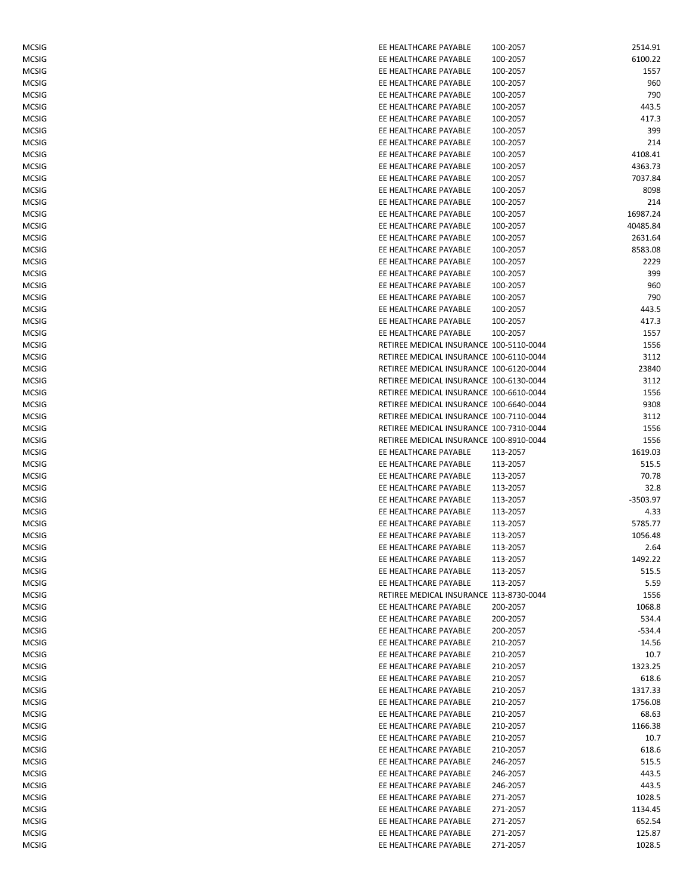| | | | |
|---|---|---|---|
| MCSIG | EE HEALTHCARE PAYABLE | 100-2057 | 2514.91 |
| MCSIG | EE HEALTHCARE PAYABLE | 100-2057 | 6100.22 |
| MCSIG | EE HEALTHCARE PAYABLE | 100-2057 | 1557 |
| MCSIG | EE HEALTHCARE PAYABLE | 100-2057 | 960 |
| MCSIG | EE HEALTHCARE PAYABLE | 100-2057 | 790 |
| MCSIG | EE HEALTHCARE PAYABLE | 100-2057 | 443.5 |
| MCSIG | EE HEALTHCARE PAYABLE | 100-2057 | 417.3 |
| MCSIG | EE HEALTHCARE PAYABLE | 100-2057 | 399 |
| MCSIG | EE HEALTHCARE PAYABLE | 100-2057 | 214 |
| MCSIG | EE HEALTHCARE PAYABLE | 100-2057 | 4108.41 |
| MCSIG | EE HEALTHCARE PAYABLE | 100-2057 | 4363.73 |
| MCSIG | EE HEALTHCARE PAYABLE | 100-2057 | 7037.84 |
| MCSIG | EE HEALTHCARE PAYABLE | 100-2057 | 8098 |
| MCSIG | EE HEALTHCARE PAYABLE | 100-2057 | 214 |
| MCSIG | EE HEALTHCARE PAYABLE | 100-2057 | 16987.24 |
| MCSIG | EE HEALTHCARE PAYABLE | 100-2057 | 40485.84 |
| MCSIG | EE HEALTHCARE PAYABLE | 100-2057 | 2631.64 |
| MCSIG | EE HEALTHCARE PAYABLE | 100-2057 | 8583.08 |
| MCSIG | EE HEALTHCARE PAYABLE | 100-2057 | 2229 |
| MCSIG | EE HEALTHCARE PAYABLE | 100-2057 | 399 |
| MCSIG | EE HEALTHCARE PAYABLE | 100-2057 | 960 |
| MCSIG | EE HEALTHCARE PAYABLE | 100-2057 | 790 |
| MCSIG | EE HEALTHCARE PAYABLE | 100-2057 | 443.5 |
| MCSIG | EE HEALTHCARE PAYABLE | 100-2057 | 417.3 |
| MCSIG | EE HEALTHCARE PAYABLE | 100-2057 | 1557 |
| MCSIG | RETIREE MEDICAL INSURANCE | 100-5110-0044 | 1556 |
| MCSIG | RETIREE MEDICAL INSURANCE | 100-6110-0044 | 3112 |
| MCSIG | RETIREE MEDICAL INSURANCE | 100-6120-0044 | 23840 |
| MCSIG | RETIREE MEDICAL INSURANCE | 100-6130-0044 | 3112 |
| MCSIG | RETIREE MEDICAL INSURANCE | 100-6610-0044 | 1556 |
| MCSIG | RETIREE MEDICAL INSURANCE | 100-6640-0044 | 9308 |
| MCSIG | RETIREE MEDICAL INSURANCE | 100-7110-0044 | 3112 |
| MCSIG | RETIREE MEDICAL INSURANCE | 100-7310-0044 | 1556 |
| MCSIG | RETIREE MEDICAL INSURANCE | 100-8910-0044 | 1556 |
| MCSIG | EE HEALTHCARE PAYABLE | 113-2057 | 1619.03 |
| MCSIG | EE HEALTHCARE PAYABLE | 113-2057 | 515.5 |
| MCSIG | EE HEALTHCARE PAYABLE | 113-2057 | 70.78 |
| MCSIG | EE HEALTHCARE PAYABLE | 113-2057 | 32.8 |
| MCSIG | EE HEALTHCARE PAYABLE | 113-2057 | -3503.97 |
| MCSIG | EE HEALTHCARE PAYABLE | 113-2057 | 4.33 |
| MCSIG | EE HEALTHCARE PAYABLE | 113-2057 | 5785.77 |
| MCSIG | EE HEALTHCARE PAYABLE | 113-2057 | 1056.48 |
| MCSIG | EE HEALTHCARE PAYABLE | 113-2057 | 2.64 |
| MCSIG | EE HEALTHCARE PAYABLE | 113-2057 | 1492.22 |
| MCSIG | EE HEALTHCARE PAYABLE | 113-2057 | 515.5 |
| MCSIG | EE HEALTHCARE PAYABLE | 113-2057 | 5.59 |
| MCSIG | RETIREE MEDICAL INSURANCE | 113-8730-0044 | 1556 |
| MCSIG | EE HEALTHCARE PAYABLE | 200-2057 | 1068.8 |
| MCSIG | EE HEALTHCARE PAYABLE | 200-2057 | 534.4 |
| MCSIG | EE HEALTHCARE PAYABLE | 200-2057 | -534.4 |
| MCSIG | EE HEALTHCARE PAYABLE | 210-2057 | 14.56 |
| MCSIG | EE HEALTHCARE PAYABLE | 210-2057 | 10.7 |
| MCSIG | EE HEALTHCARE PAYABLE | 210-2057 | 1323.25 |
| MCSIG | EE HEALTHCARE PAYABLE | 210-2057 | 618.6 |
| MCSIG | EE HEALTHCARE PAYABLE | 210-2057 | 1317.33 |
| MCSIG | EE HEALTHCARE PAYABLE | 210-2057 | 1756.08 |
| MCSIG | EE HEALTHCARE PAYABLE | 210-2057 | 68.63 |
| MCSIG | EE HEALTHCARE PAYABLE | 210-2057 | 1166.38 |
| MCSIG | EE HEALTHCARE PAYABLE | 210-2057 | 10.7 |
| MCSIG | EE HEALTHCARE PAYABLE | 210-2057 | 618.6 |
| MCSIG | EE HEALTHCARE PAYABLE | 246-2057 | 515.5 |
| MCSIG | EE HEALTHCARE PAYABLE | 246-2057 | 443.5 |
| MCSIG | EE HEALTHCARE PAYABLE | 246-2057 | 443.5 |
| MCSIG | EE HEALTHCARE PAYABLE | 271-2057 | 1028.5 |
| MCSIG | EE HEALTHCARE PAYABLE | 271-2057 | 1134.45 |
| MCSIG | EE HEALTHCARE PAYABLE | 271-2057 | 652.54 |
| MCSIG | EE HEALTHCARE PAYABLE | 271-2057 | 125.87 |
| MCSIG | EE HEALTHCARE PAYABLE | 271-2057 | 1028.5 |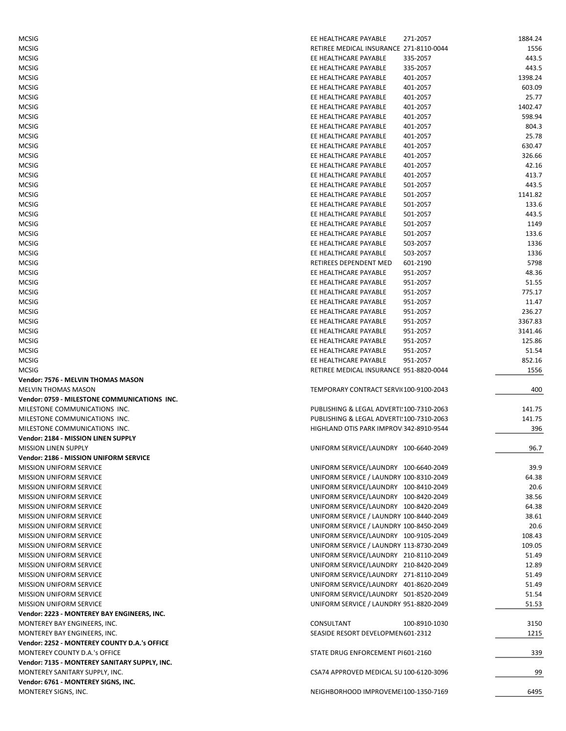| Vendor | Description | Account | Amount |
|---|---|---|---|
| MCSIG | EE HEALTHCARE PAYABLE | 271-2057 | 1884.24 |
| MCSIG | RETIREE MEDICAL INSURANCE | 271-8110-0044 | 1556 |
| MCSIG | EE HEALTHCARE PAYABLE | 335-2057 | 443.5 |
| MCSIG | EE HEALTHCARE PAYABLE | 335-2057 | 443.5 |
| MCSIG | EE HEALTHCARE PAYABLE | 401-2057 | 1398.24 |
| MCSIG | EE HEALTHCARE PAYABLE | 401-2057 | 603.09 |
| MCSIG | EE HEALTHCARE PAYABLE | 401-2057 | 25.77 |
| MCSIG | EE HEALTHCARE PAYABLE | 401-2057 | 1402.47 |
| MCSIG | EE HEALTHCARE PAYABLE | 401-2057 | 598.94 |
| MCSIG | EE HEALTHCARE PAYABLE | 401-2057 | 804.3 |
| MCSIG | EE HEALTHCARE PAYABLE | 401-2057 | 25.78 |
| MCSIG | EE HEALTHCARE PAYABLE | 401-2057 | 630.47 |
| MCSIG | EE HEALTHCARE PAYABLE | 401-2057 | 326.66 |
| MCSIG | EE HEALTHCARE PAYABLE | 401-2057 | 42.16 |
| MCSIG | EE HEALTHCARE PAYABLE | 401-2057 | 413.7 |
| MCSIG | EE HEALTHCARE PAYABLE | 501-2057 | 443.5 |
| MCSIG | EE HEALTHCARE PAYABLE | 501-2057 | 1141.82 |
| MCSIG | EE HEALTHCARE PAYABLE | 501-2057 | 133.6 |
| MCSIG | EE HEALTHCARE PAYABLE | 501-2057 | 443.5 |
| MCSIG | EE HEALTHCARE PAYABLE | 501-2057 | 1149 |
| MCSIG | EE HEALTHCARE PAYABLE | 501-2057 | 133.6 |
| MCSIG | EE HEALTHCARE PAYABLE | 503-2057 | 1336 |
| MCSIG | EE HEALTHCARE PAYABLE | 503-2057 | 1336 |
| MCSIG | RETIREES DEPENDENT MED | 601-2190 | 5798 |
| MCSIG | EE HEALTHCARE PAYABLE | 951-2057 | 48.36 |
| MCSIG | EE HEALTHCARE PAYABLE | 951-2057 | 51.55 |
| MCSIG | EE HEALTHCARE PAYABLE | 951-2057 | 775.17 |
| MCSIG | EE HEALTHCARE PAYABLE | 951-2057 | 11.47 |
| MCSIG | EE HEALTHCARE PAYABLE | 951-2057 | 236.27 |
| MCSIG | EE HEALTHCARE PAYABLE | 951-2057 | 3367.83 |
| MCSIG | EE HEALTHCARE PAYABLE | 951-2057 | 3141.46 |
| MCSIG | EE HEALTHCARE PAYABLE | 951-2057 | 125.86 |
| MCSIG | EE HEALTHCARE PAYABLE | 951-2057 | 51.54 |
| MCSIG | EE HEALTHCARE PAYABLE | 951-2057 | 852.16 |
| MCSIG | RETIREE MEDICAL INSURANCE | 951-8820-0044 | 1556 |
| **Vendor: 7576 - MELVIN THOMAS MASON** | | | |
| MELVIN THOMAS MASON | TEMPORARY CONTRACT SERVI | 100-9100-2043 | 400 |
| **Vendor: 0759 - MILESTONE COMMUNICATIONS INC.** | | | |
| MILESTONE COMMUNICATIONS INC. | PUBLISHING & LEGAL ADVERTI | 100-7310-2063 | 141.75 |
| MILESTONE COMMUNICATIONS INC. | PUBLISHING & LEGAL ADVERTI | 100-7310-2063 | 141.75 |
| MILESTONE COMMUNICATIONS INC. | HIGHLAND OTIS PARK IMPROV | 342-8910-9544 | 396 |
| **Vendor: 2184 - MISSION LINEN SUPPLY** | | | |
| MISSION LINEN SUPPLY | UNIFORM SERVICE/LAUNDRY | 100-6640-2049 | 96.7 |
| **Vendor: 2186 - MISSION UNIFORM SERVICE** | | | |
| MISSION UNIFORM SERVICE | UNIFORM SERVICE/LAUNDRY | 100-6640-2049 | 39.9 |
| MISSION UNIFORM SERVICE | UNIFORM SERVICE / LAUNDRY | 100-8310-2049 | 64.38 |
| MISSION UNIFORM SERVICE | UNIFORM SERVICE/LAUNDRY | 100-8410-2049 | 20.6 |
| MISSION UNIFORM SERVICE | UNIFORM SERVICE/LAUNDRY | 100-8420-2049 | 38.56 |
| MISSION UNIFORM SERVICE | UNIFORM SERVICE/LAUNDRY | 100-8420-2049 | 64.38 |
| MISSION UNIFORM SERVICE | UNIFORM SERVICE / LAUNDRY | 100-8440-2049 | 38.61 |
| MISSION UNIFORM SERVICE | UNIFORM SERVICE / LAUNDRY | 100-8450-2049 | 20.6 |
| MISSION UNIFORM SERVICE | UNIFORM SERVICE/LAUNDRY | 100-9105-2049 | 108.43 |
| MISSION UNIFORM SERVICE | UNIFORM SERVICE / LAUNDRY | 113-8730-2049 | 109.05 |
| MISSION UNIFORM SERVICE | UNIFORM SERVICE/LAUNDRY | 210-8110-2049 | 51.49 |
| MISSION UNIFORM SERVICE | UNIFORM SERVICE/LAUNDRY | 210-8420-2049 | 12.89 |
| MISSION UNIFORM SERVICE | UNIFORM SERVICE/LAUNDRY | 271-8110-2049 | 51.49 |
| MISSION UNIFORM SERVICE | UNIFORM SERVICE/LAUNDRY | 401-8620-2049 | 51.49 |
| MISSION UNIFORM SERVICE | UNIFORM SERVICE/LAUNDRY | 501-8520-2049 | 51.54 |
| MISSION UNIFORM SERVICE | UNIFORM SERVICE / LAUNDRY | 951-8820-2049 | 51.53 |
| **Vendor: 2223 - MONTEREY BAY ENGINEERS, INC.** | | | |
| MONTEREY BAY ENGINEERS, INC. | CONSULTANT | 100-8910-1030 | 3150 |
| MONTEREY BAY ENGINEERS, INC. | SEASIDE RESORT DEVELOPMEN | 601-2312 | 1215 |
| **Vendor: 2252 - MONTEREY COUNTY D.A.'s OFFICE** | | | |
| MONTEREY COUNTY D.A.'s OFFICE | STATE DRUG ENFORCEMENT PI | 601-2160 | 339 |
| **Vendor: 7135 - MONTEREY SANITARY SUPPLY, INC.** | | | |
| MONTEREY SANITARY SUPPLY, INC. | CSA74 APPROVED MEDICAL SU | 100-6120-3096 | 99 |
| **Vendor: 6761 - MONTEREY SIGNS, INC.** | | | |
| MONTEREY SIGNS, INC. | NEIGHBORHOOD IMPROVEME | 100-1350-7169 | 6495 |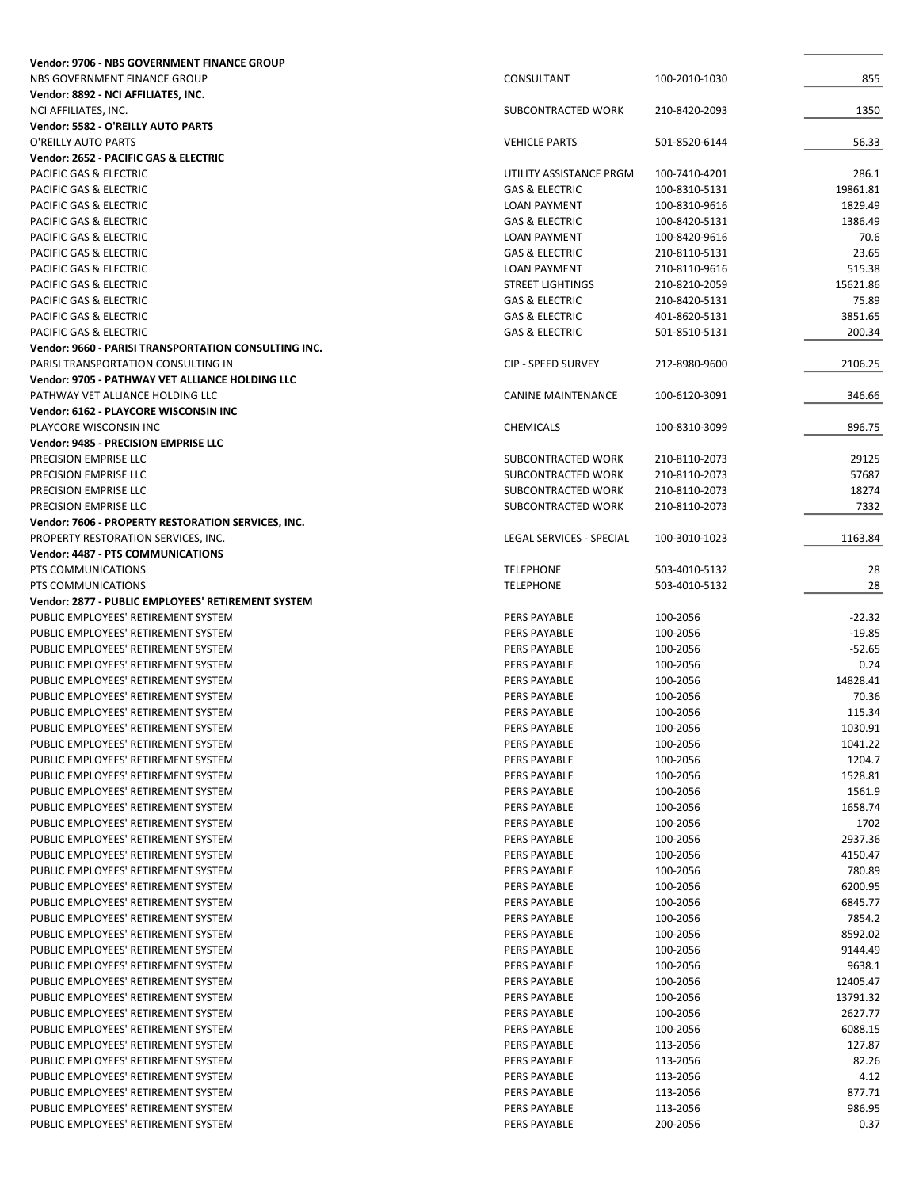| | | | |
|---|---|---|---|
| **Vendor: 9706 - NBS GOVERNMENT FINANCE GROUP** | | | |
| NBS GOVERNMENT FINANCE GROUP | CONSULTANT | 100-2010-1030 | 855 |
| **Vendor: 8892 - NCI AFFILIATES, INC.** | | | |
| NCI AFFILIATES, INC. | SUBCONTRACTED WORK | 210-8420-2093 | 1350 |
| **Vendor: 5582 - O'REILLY AUTO PARTS** | | | |
| O'REILLY AUTO PARTS | VEHICLE PARTS | 501-8520-6144 | 56.33 |
| **Vendor: 2652 - PACIFIC GAS & ELECTRIC** | | | |
| PACIFIC GAS & ELECTRIC | UTILITY ASSISTANCE PRGM | 100-7410-4201 | 286.1 |
| PACIFIC GAS & ELECTRIC | GAS & ELECTRIC | 100-8310-5131 | 19861.81 |
| PACIFIC GAS & ELECTRIC | LOAN PAYMENT | 100-8310-9616 | 1829.49 |
| PACIFIC GAS & ELECTRIC | GAS & ELECTRIC | 100-8420-5131 | 1386.49 |
| PACIFIC GAS & ELECTRIC | LOAN PAYMENT | 100-8420-9616 | 70.6 |
| PACIFIC GAS & ELECTRIC | GAS & ELECTRIC | 210-8110-5131 | 23.65 |
| PACIFIC GAS & ELECTRIC | LOAN PAYMENT | 210-8110-9616 | 515.38 |
| PACIFIC GAS & ELECTRIC | STREET LIGHTINGS | 210-8210-2059 | 15621.86 |
| PACIFIC GAS & ELECTRIC | GAS & ELECTRIC | 210-8420-5131 | 75.89 |
| PACIFIC GAS & ELECTRIC | GAS & ELECTRIC | 401-8620-5131 | 3851.65 |
| PACIFIC GAS & ELECTRIC | GAS & ELECTRIC | 501-8510-5131 | 200.34 |
| **Vendor: 9660 - PARISI TRANSPORTATION CONSULTING INC.** | | | |
| PARISI TRANSPORTATION CONSULTING IN | CIP - SPEED SURVEY | 212-8980-9600 | 2106.25 |
| **Vendor: 9705 - PATHWAY VET ALLIANCE HOLDING LLC** | | | |
| PATHWAY VET ALLIANCE HOLDING LLC | CANINE MAINTENANCE | 100-6120-3091 | 346.66 |
| **Vendor: 6162 - PLAYCORE WISCONSIN INC** | | | |
| PLAYCORE WISCONSIN INC | CHEMICALS | 100-8310-3099 | 896.75 |
| **Vendor: 9485 - PRECISION EMPRISE LLC** | | | |
| PRECISION EMPRISE LLC | SUBCONTRACTED WORK | 210-8110-2073 | 29125 |
| PRECISION EMPRISE LLC | SUBCONTRACTED WORK | 210-8110-2073 | 57687 |
| PRECISION EMPRISE LLC | SUBCONTRACTED WORK | 210-8110-2073 | 18274 |
| PRECISION EMPRISE LLC | SUBCONTRACTED WORK | 210-8110-2073 | 7332 |
| **Vendor: 7606 - PROPERTY RESTORATION SERVICES, INC.** | | | |
| PROPERTY RESTORATION SERVICES, INC. | LEGAL SERVICES - SPECIAL | 100-3010-1023 | 1163.84 |
| **Vendor: 4487 - PTS COMMUNICATIONS** | | | |
| PTS COMMUNICATIONS | TELEPHONE | 503-4010-5132 | 28 |
| PTS COMMUNICATIONS | TELEPHONE | 503-4010-5132 | 28 |
| **Vendor: 2877 - PUBLIC EMPLOYEES' RETIREMENT SYSTEM** | | | |
| PUBLIC EMPLOYEES' RETIREMENT SYSTEM | PERS PAYABLE | 100-2056 | -22.32 |
| PUBLIC EMPLOYEES' RETIREMENT SYSTEM | PERS PAYABLE | 100-2056 | -19.85 |
| PUBLIC EMPLOYEES' RETIREMENT SYSTEM | PERS PAYABLE | 100-2056 | -52.65 |
| PUBLIC EMPLOYEES' RETIREMENT SYSTEM | PERS PAYABLE | 100-2056 | 0.24 |
| PUBLIC EMPLOYEES' RETIREMENT SYSTEM | PERS PAYABLE | 100-2056 | 14828.41 |
| PUBLIC EMPLOYEES' RETIREMENT SYSTEM | PERS PAYABLE | 100-2056 | 70.36 |
| PUBLIC EMPLOYEES' RETIREMENT SYSTEM | PERS PAYABLE | 100-2056 | 115.34 |
| PUBLIC EMPLOYEES' RETIREMENT SYSTEM | PERS PAYABLE | 100-2056 | 1030.91 |
| PUBLIC EMPLOYEES' RETIREMENT SYSTEM | PERS PAYABLE | 100-2056 | 1041.22 |
| PUBLIC EMPLOYEES' RETIREMENT SYSTEM | PERS PAYABLE | 100-2056 | 1204.7 |
| PUBLIC EMPLOYEES' RETIREMENT SYSTEM | PERS PAYABLE | 100-2056 | 1528.81 |
| PUBLIC EMPLOYEES' RETIREMENT SYSTEM | PERS PAYABLE | 100-2056 | 1561.9 |
| PUBLIC EMPLOYEES' RETIREMENT SYSTEM | PERS PAYABLE | 100-2056 | 1658.74 |
| PUBLIC EMPLOYEES' RETIREMENT SYSTEM | PERS PAYABLE | 100-2056 | 1702 |
| PUBLIC EMPLOYEES' RETIREMENT SYSTEM | PERS PAYABLE | 100-2056 | 2937.36 |
| PUBLIC EMPLOYEES' RETIREMENT SYSTEM | PERS PAYABLE | 100-2056 | 4150.47 |
| PUBLIC EMPLOYEES' RETIREMENT SYSTEM | PERS PAYABLE | 100-2056 | 780.89 |
| PUBLIC EMPLOYEES' RETIREMENT SYSTEM | PERS PAYABLE | 100-2056 | 6200.95 |
| PUBLIC EMPLOYEES' RETIREMENT SYSTEM | PERS PAYABLE | 100-2056 | 6845.77 |
| PUBLIC EMPLOYEES' RETIREMENT SYSTEM | PERS PAYABLE | 100-2056 | 7854.2 |
| PUBLIC EMPLOYEES' RETIREMENT SYSTEM | PERS PAYABLE | 100-2056 | 8592.02 |
| PUBLIC EMPLOYEES' RETIREMENT SYSTEM | PERS PAYABLE | 100-2056 | 9144.49 |
| PUBLIC EMPLOYEES' RETIREMENT SYSTEM | PERS PAYABLE | 100-2056 | 9638.1 |
| PUBLIC EMPLOYEES' RETIREMENT SYSTEM | PERS PAYABLE | 100-2056 | 12405.47 |
| PUBLIC EMPLOYEES' RETIREMENT SYSTEM | PERS PAYABLE | 100-2056 | 13791.32 |
| PUBLIC EMPLOYEES' RETIREMENT SYSTEM | PERS PAYABLE | 100-2056 | 2627.77 |
| PUBLIC EMPLOYEES' RETIREMENT SYSTEM | PERS PAYABLE | 100-2056 | 6088.15 |
| PUBLIC EMPLOYEES' RETIREMENT SYSTEM | PERS PAYABLE | 113-2056 | 127.87 |
| PUBLIC EMPLOYEES' RETIREMENT SYSTEM | PERS PAYABLE | 113-2056 | 82.26 |
| PUBLIC EMPLOYEES' RETIREMENT SYSTEM | PERS PAYABLE | 113-2056 | 4.12 |
| PUBLIC EMPLOYEES' RETIREMENT SYSTEM | PERS PAYABLE | 113-2056 | 877.71 |
| PUBLIC EMPLOYEES' RETIREMENT SYSTEM | PERS PAYABLE | 113-2056 | 986.95 |
| PUBLIC EMPLOYEES' RETIREMENT SYSTEM | PERS PAYABLE | 200-2056 | 0.37 |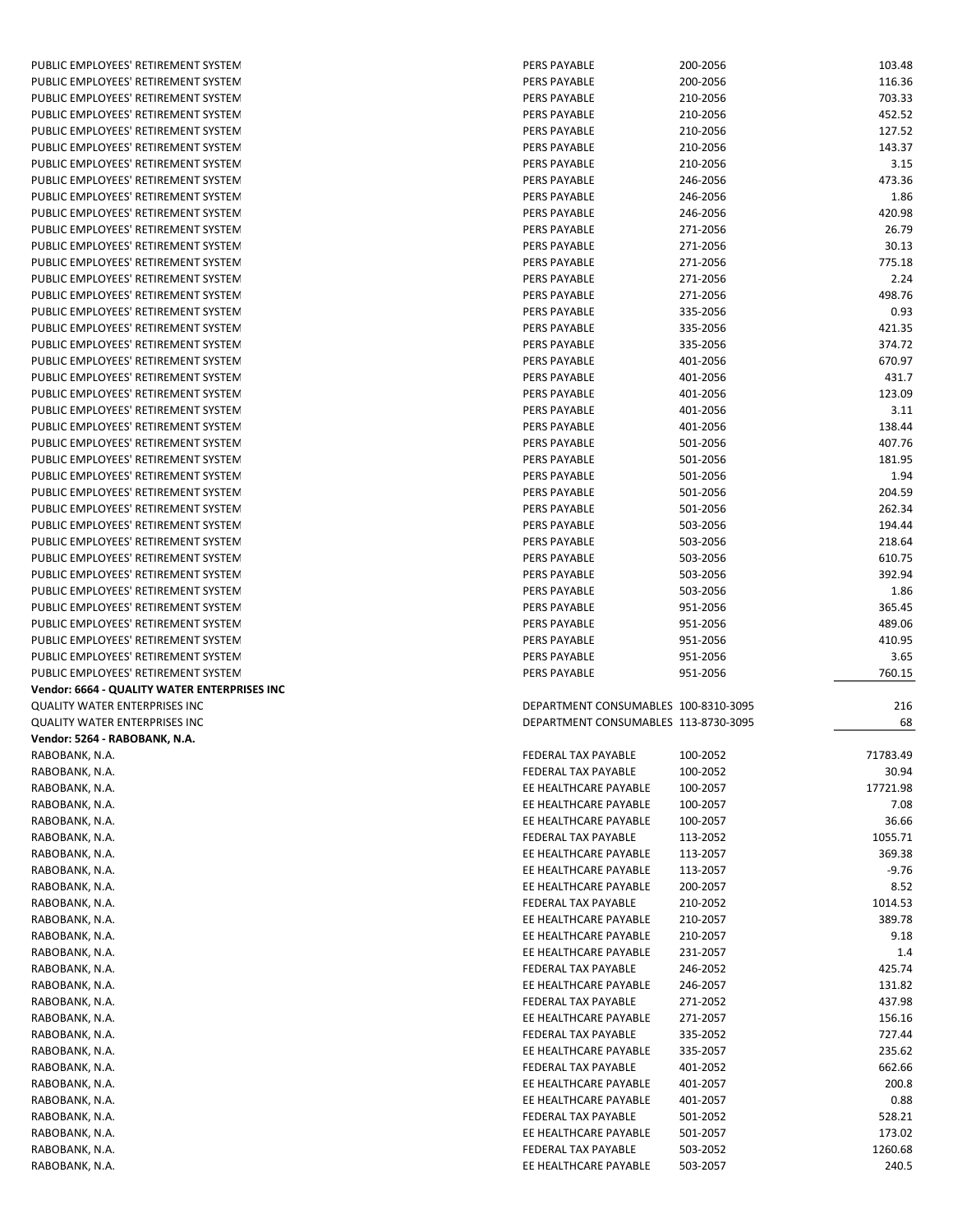| | | | |
|---|---|---|---|
| PUBLIC EMPLOYEES' RETIREMENT SYSTEM | PERS PAYABLE | 200-2056 | 103.48 |
| PUBLIC EMPLOYEES' RETIREMENT SYSTEM | PERS PAYABLE | 200-2056 | 116.36 |
| PUBLIC EMPLOYEES' RETIREMENT SYSTEM | PERS PAYABLE | 210-2056 | 703.33 |
| PUBLIC EMPLOYEES' RETIREMENT SYSTEM | PERS PAYABLE | 210-2056 | 452.52 |
| PUBLIC EMPLOYEES' RETIREMENT SYSTEM | PERS PAYABLE | 210-2056 | 127.52 |
| PUBLIC EMPLOYEES' RETIREMENT SYSTEM | PERS PAYABLE | 210-2056 | 143.37 |
| PUBLIC EMPLOYEES' RETIREMENT SYSTEM | PERS PAYABLE | 210-2056 | 3.15 |
| PUBLIC EMPLOYEES' RETIREMENT SYSTEM | PERS PAYABLE | 246-2056 | 473.36 |
| PUBLIC EMPLOYEES' RETIREMENT SYSTEM | PERS PAYABLE | 246-2056 | 1.86 |
| PUBLIC EMPLOYEES' RETIREMENT SYSTEM | PERS PAYABLE | 246-2056 | 420.98 |
| PUBLIC EMPLOYEES' RETIREMENT SYSTEM | PERS PAYABLE | 271-2056 | 26.79 |
| PUBLIC EMPLOYEES' RETIREMENT SYSTEM | PERS PAYABLE | 271-2056 | 30.13 |
| PUBLIC EMPLOYEES' RETIREMENT SYSTEM | PERS PAYABLE | 271-2056 | 775.18 |
| PUBLIC EMPLOYEES' RETIREMENT SYSTEM | PERS PAYABLE | 271-2056 | 2.24 |
| PUBLIC EMPLOYEES' RETIREMENT SYSTEM | PERS PAYABLE | 271-2056 | 498.76 |
| PUBLIC EMPLOYEES' RETIREMENT SYSTEM | PERS PAYABLE | 335-2056 | 0.93 |
| PUBLIC EMPLOYEES' RETIREMENT SYSTEM | PERS PAYABLE | 335-2056 | 421.35 |
| PUBLIC EMPLOYEES' RETIREMENT SYSTEM | PERS PAYABLE | 335-2056 | 374.72 |
| PUBLIC EMPLOYEES' RETIREMENT SYSTEM | PERS PAYABLE | 401-2056 | 670.97 |
| PUBLIC EMPLOYEES' RETIREMENT SYSTEM | PERS PAYABLE | 401-2056 | 431.7 |
| PUBLIC EMPLOYEES' RETIREMENT SYSTEM | PERS PAYABLE | 401-2056 | 123.09 |
| PUBLIC EMPLOYEES' RETIREMENT SYSTEM | PERS PAYABLE | 401-2056 | 3.11 |
| PUBLIC EMPLOYEES' RETIREMENT SYSTEM | PERS PAYABLE | 401-2056 | 138.44 |
| PUBLIC EMPLOYEES' RETIREMENT SYSTEM | PERS PAYABLE | 501-2056 | 407.76 |
| PUBLIC EMPLOYEES' RETIREMENT SYSTEM | PERS PAYABLE | 501-2056 | 181.95 |
| PUBLIC EMPLOYEES' RETIREMENT SYSTEM | PERS PAYABLE | 501-2056 | 1.94 |
| PUBLIC EMPLOYEES' RETIREMENT SYSTEM | PERS PAYABLE | 501-2056 | 204.59 |
| PUBLIC EMPLOYEES' RETIREMENT SYSTEM | PERS PAYABLE | 501-2056 | 262.34 |
| PUBLIC EMPLOYEES' RETIREMENT SYSTEM | PERS PAYABLE | 503-2056 | 194.44 |
| PUBLIC EMPLOYEES' RETIREMENT SYSTEM | PERS PAYABLE | 503-2056 | 218.64 |
| PUBLIC EMPLOYEES' RETIREMENT SYSTEM | PERS PAYABLE | 503-2056 | 610.75 |
| PUBLIC EMPLOYEES' RETIREMENT SYSTEM | PERS PAYABLE | 503-2056 | 392.94 |
| PUBLIC EMPLOYEES' RETIREMENT SYSTEM | PERS PAYABLE | 503-2056 | 1.86 |
| PUBLIC EMPLOYEES' RETIREMENT SYSTEM | PERS PAYABLE | 951-2056 | 365.45 |
| PUBLIC EMPLOYEES' RETIREMENT SYSTEM | PERS PAYABLE | 951-2056 | 489.06 |
| PUBLIC EMPLOYEES' RETIREMENT SYSTEM | PERS PAYABLE | 951-2056 | 410.95 |
| PUBLIC EMPLOYEES' RETIREMENT SYSTEM | PERS PAYABLE | 951-2056 | 3.65 |
| PUBLIC EMPLOYEES' RETIREMENT SYSTEM | PERS PAYABLE | 951-2056 | 760.15 |
| **Vendor: 6664 - QUALITY WATER ENTERPRISES INC** | | | |
| QUALITY WATER ENTERPRISES INC | DEPARTMENT CONSUMABLES | 100-8310-3095 | 216 |
| QUALITY WATER ENTERPRISES INC | DEPARTMENT CONSUMABLES | 113-8730-3095 | 68 |
| **Vendor: 5264 - RABOBANK, N.A.** | | | |
| RABOBANK, N.A. | FEDERAL TAX PAYABLE | 100-2052 | 71783.49 |
| RABOBANK, N.A. | FEDERAL TAX PAYABLE | 100-2052 | 30.94 |
| RABOBANK, N.A. | EE HEALTHCARE PAYABLE | 100-2057 | 17721.98 |
| RABOBANK, N.A. | EE HEALTHCARE PAYABLE | 100-2057 | 7.08 |
| RABOBANK, N.A. | EE HEALTHCARE PAYABLE | 100-2057 | 36.66 |
| RABOBANK, N.A. | FEDERAL TAX PAYABLE | 113-2052 | 1055.71 |
| RABOBANK, N.A. | EE HEALTHCARE PAYABLE | 113-2057 | 369.38 |
| RABOBANK, N.A. | EE HEALTHCARE PAYABLE | 113-2057 | -9.76 |
| RABOBANK, N.A. | EE HEALTHCARE PAYABLE | 200-2057 | 8.52 |
| RABOBANK, N.A. | FEDERAL TAX PAYABLE | 210-2052 | 1014.53 |
| RABOBANK, N.A. | EE HEALTHCARE PAYABLE | 210-2057 | 389.78 |
| RABOBANK, N.A. | EE HEALTHCARE PAYABLE | 210-2057 | 9.18 |
| RABOBANK, N.A. | EE HEALTHCARE PAYABLE | 231-2057 | 1.4 |
| RABOBANK, N.A. | FEDERAL TAX PAYABLE | 246-2052 | 425.74 |
| RABOBANK, N.A. | EE HEALTHCARE PAYABLE | 246-2057 | 131.82 |
| RABOBANK, N.A. | FEDERAL TAX PAYABLE | 271-2052 | 437.98 |
| RABOBANK, N.A. | EE HEALTHCARE PAYABLE | 271-2057 | 156.16 |
| RABOBANK, N.A. | FEDERAL TAX PAYABLE | 335-2052 | 727.44 |
| RABOBANK, N.A. | EE HEALTHCARE PAYABLE | 335-2057 | 235.62 |
| RABOBANK, N.A. | FEDERAL TAX PAYABLE | 401-2052 | 662.66 |
| RABOBANK, N.A. | EE HEALTHCARE PAYABLE | 401-2057 | 200.8 |
| RABOBANK, N.A. | EE HEALTHCARE PAYABLE | 401-2057 | 0.88 |
| RABOBANK, N.A. | FEDERAL TAX PAYABLE | 501-2052 | 528.21 |
| RABOBANK, N.A. | EE HEALTHCARE PAYABLE | 501-2057 | 173.02 |
| RABOBANK, N.A. | FEDERAL TAX PAYABLE | 503-2052 | 1260.68 |
| RABOBANK, N.A. | EE HEALTHCARE PAYABLE | 503-2057 | 240.5 |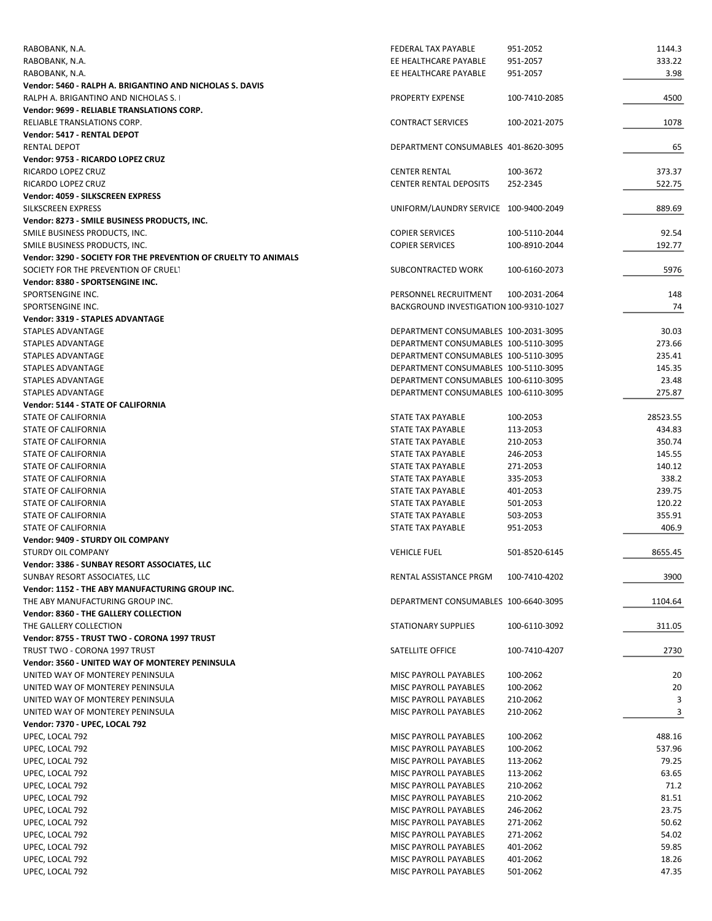| | | | |
|---|---|---|---|
| RABOBANK, N.A. | FEDERAL TAX PAYABLE | 951-2052 | 1144.3 |
| RABOBANK, N.A. | EE HEALTHCARE PAYABLE | 951-2057 | 333.22 |
| RABOBANK, N.A. | EE HEALTHCARE PAYABLE | 951-2057 | 3.98 |
| **Vendor: 5460 - RALPH A. BRIGANTINO AND NICHOLAS S. DAVIS** | | | |
| RALPH A. BRIGANTINO AND NICHOLAS S. I | PROPERTY EXPENSE | 100-7410-2085 | 4500 |
| **Vendor: 9699 - RELIABLE TRANSLATIONS CORP.** | | | |
| RELIABLE TRANSLATIONS CORP. | CONTRACT SERVICES | 100-2021-2075 | 1078 |
| **Vendor: 5417 - RENTAL DEPOT** | | | |
| RENTAL DEPOT | DEPARTMENT CONSUMABLES | 401-8620-3095 | 65 |
| **Vendor: 9753 - RICARDO LOPEZ CRUZ** | | | |
| RICARDO LOPEZ CRUZ | CENTER RENTAL | 100-3672 | 373.37 |
| RICARDO LOPEZ CRUZ | CENTER RENTAL DEPOSITS | 252-2345 | 522.75 |
| **Vendor: 4059 - SILKSCREEN EXPRESS** | | | |
| SILKSCREEN EXPRESS | UNIFORM/LAUNDRY SERVICE | 100-9400-2049 | 889.69 |
| **Vendor: 8273 - SMILE BUSINESS PRODUCTS, INC.** | | | |
| SMILE BUSINESS PRODUCTS, INC. | COPIER SERVICES | 100-5110-2044 | 92.54 |
| SMILE BUSINESS PRODUCTS, INC. | COPIER SERVICES | 100-8910-2044 | 192.77 |
| **Vendor: 3290 - SOCIETY FOR THE PREVENTION OF CRUELTY TO ANIMALS** | | | |
| SOCIETY FOR THE PREVENTION OF CRUELT | SUBCONTRACTED WORK | 100-6160-2073 | 5976 |
| **Vendor: 8380 - SPORTSENGINE INC.** | | | |
| SPORTSENGINE INC. | PERSONNEL RECRUITMENT | 100-2031-2064 | 148 |
| SPORTSENGINE INC. | BACKGROUND INVESTIGATION | 100-9310-1027 | 74 |
| **Vendor: 3319 - STAPLES ADVANTAGE** | | | |
| STAPLES ADVANTAGE | DEPARTMENT CONSUMABLES | 100-2031-3095 | 30.03 |
| STAPLES ADVANTAGE | DEPARTMENT CONSUMABLES | 100-5110-3095 | 273.66 |
| STAPLES ADVANTAGE | DEPARTMENT CONSUMABLES | 100-5110-3095 | 235.41 |
| STAPLES ADVANTAGE | DEPARTMENT CONSUMABLES | 100-5110-3095 | 145.35 |
| STAPLES ADVANTAGE | DEPARTMENT CONSUMABLES | 100-6110-3095 | 23.48 |
| STAPLES ADVANTAGE | DEPARTMENT CONSUMABLES | 100-6110-3095 | 275.87 |
| **Vendor: 5144 - STATE OF CALIFORNIA** | | | |
| STATE OF CALIFORNIA | STATE TAX PAYABLE | 100-2053 | 28523.55 |
| STATE OF CALIFORNIA | STATE TAX PAYABLE | 113-2053 | 434.83 |
| STATE OF CALIFORNIA | STATE TAX PAYABLE | 210-2053 | 350.74 |
| STATE OF CALIFORNIA | STATE TAX PAYABLE | 246-2053 | 145.55 |
| STATE OF CALIFORNIA | STATE TAX PAYABLE | 271-2053 | 140.12 |
| STATE OF CALIFORNIA | STATE TAX PAYABLE | 335-2053 | 338.2 |
| STATE OF CALIFORNIA | STATE TAX PAYABLE | 401-2053 | 239.75 |
| STATE OF CALIFORNIA | STATE TAX PAYABLE | 501-2053 | 120.22 |
| STATE OF CALIFORNIA | STATE TAX PAYABLE | 503-2053 | 355.91 |
| STATE OF CALIFORNIA | STATE TAX PAYABLE | 951-2053 | 406.9 |
| **Vendor: 9409 - STURDY OIL COMPANY** | | | |
| STURDY OIL COMPANY | VEHICLE FUEL | 501-8520-6145 | 8655.45 |
| **Vendor: 3386 - SUNBAY RESORT ASSOCIATES, LLC** | | | |
| SUNBAY RESORT ASSOCIATES, LLC | RENTAL ASSISTANCE PRGM | 100-7410-4202 | 3900 |
| **Vendor: 1152 - THE ABY MANUFACTURING GROUP INC.** | | | |
| THE ABY MANUFACTURING GROUP INC. | DEPARTMENT CONSUMABLES | 100-6640-3095 | 1104.64 |
| **Vendor: 8360 - THE GALLERY COLLECTION** | | | |
| THE GALLERY COLLECTION | STATIONARY SUPPLIES | 100-6110-3092 | 311.05 |
| **Vendor: 8755 - TRUST TWO - CORONA 1997 TRUST** | | | |
| TRUST TWO - CORONA 1997 TRUST | SATELLITE OFFICE | 100-7410-4207 | 2730 |
| **Vendor: 3560 - UNITED WAY OF MONTEREY PENINSULA** | | | |
| UNITED WAY OF MONTEREY PENINSULA | MISC PAYROLL PAYABLES | 100-2062 | 20 |
| UNITED WAY OF MONTEREY PENINSULA | MISC PAYROLL PAYABLES | 100-2062 | 20 |
| UNITED WAY OF MONTEREY PENINSULA | MISC PAYROLL PAYABLES | 210-2062 | 3 |
| UNITED WAY OF MONTEREY PENINSULA | MISC PAYROLL PAYABLES | 210-2062 | 3 |
| **Vendor: 7370 - UPEC, LOCAL 792** | | | |
| UPEC, LOCAL 792 | MISC PAYROLL PAYABLES | 100-2062 | 488.16 |
| UPEC, LOCAL 792 | MISC PAYROLL PAYABLES | 100-2062 | 537.96 |
| UPEC, LOCAL 792 | MISC PAYROLL PAYABLES | 113-2062 | 79.25 |
| UPEC, LOCAL 792 | MISC PAYROLL PAYABLES | 113-2062 | 63.65 |
| UPEC, LOCAL 792 | MISC PAYROLL PAYABLES | 210-2062 | 71.2 |
| UPEC, LOCAL 792 | MISC PAYROLL PAYABLES | 210-2062 | 81.51 |
| UPEC, LOCAL 792 | MISC PAYROLL PAYABLES | 246-2062 | 23.75 |
| UPEC, LOCAL 792 | MISC PAYROLL PAYABLES | 271-2062 | 50.62 |
| UPEC, LOCAL 792 | MISC PAYROLL PAYABLES | 271-2062 | 54.02 |
| UPEC, LOCAL 792 | MISC PAYROLL PAYABLES | 401-2062 | 59.85 |
| UPEC, LOCAL 792 | MISC PAYROLL PAYABLES | 401-2062 | 18.26 |
| UPEC, LOCAL 792 | MISC PAYROLL PAYABLES | 501-2062 | 47.35 |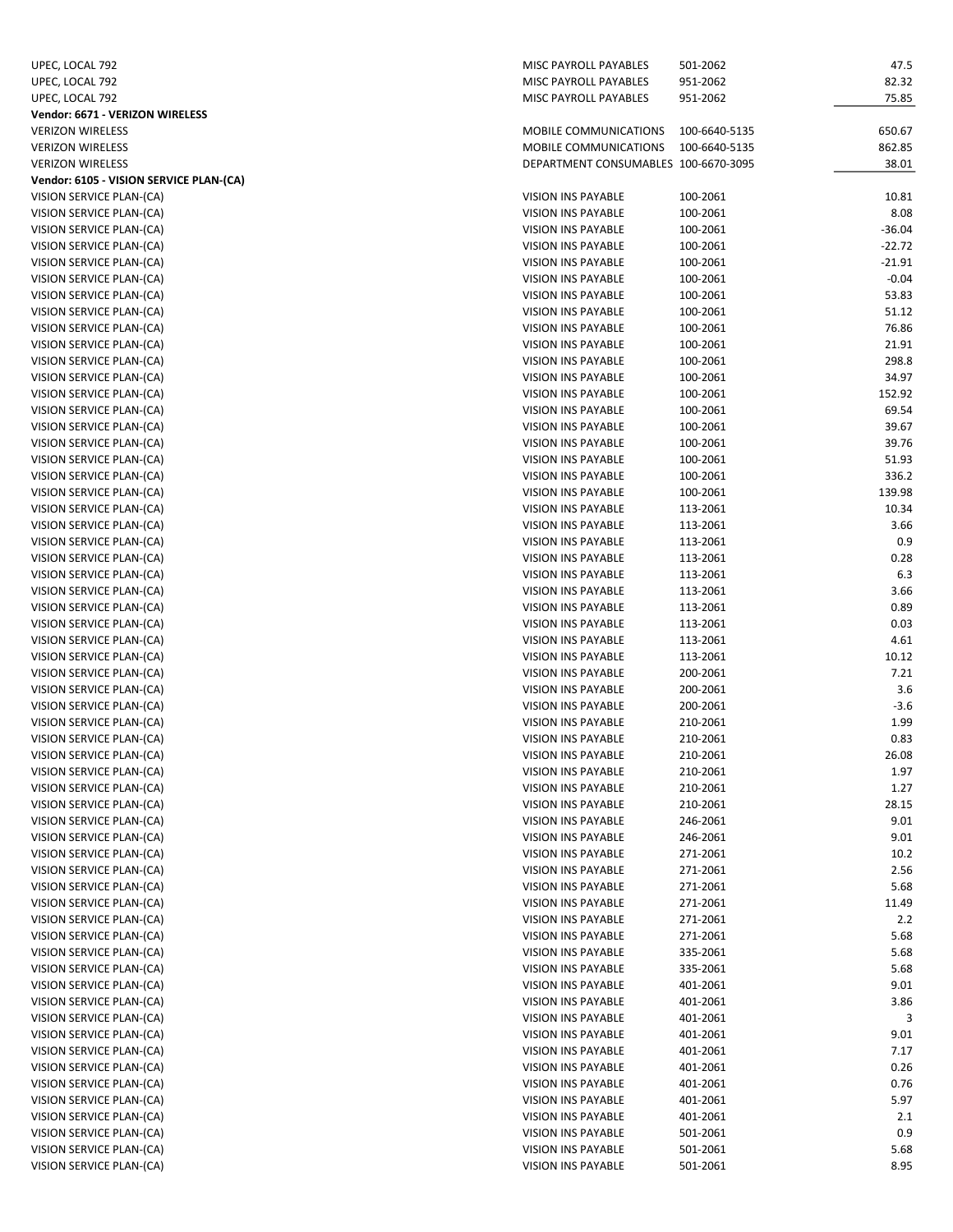| | | | |
|---|---|---|---|
| UPEC, LOCAL 792 | MISC PAYROLL PAYABLES | 501-2062 | 47.5 |
| UPEC, LOCAL 792 | MISC PAYROLL PAYABLES | 951-2062 | 82.32 |
| UPEC, LOCAL 792 | MISC PAYROLL PAYABLES | 951-2062 | 75.85 |
| **Vendor: 6671 - VERIZON WIRELESS** | | | |
| VERIZON WIRELESS | MOBILE COMMUNICATIONS | 100-6640-5135 | 650.67 |
| VERIZON WIRELESS | MOBILE COMMUNICATIONS | 100-6640-5135 | 862.85 |
| VERIZON WIRELESS | DEPARTMENT CONSUMABLES | 100-6670-3095 | 38.01 |
| **Vendor: 6105 - VISION SERVICE PLAN-(CA)** | | | |
| VISION SERVICE PLAN-(CA) | VISION INS PAYABLE | 100-2061 | 10.81 |
| VISION SERVICE PLAN-(CA) | VISION INS PAYABLE | 100-2061 | 8.08 |
| VISION SERVICE PLAN-(CA) | VISION INS PAYABLE | 100-2061 | -36.04 |
| VISION SERVICE PLAN-(CA) | VISION INS PAYABLE | 100-2061 | -22.72 |
| VISION SERVICE PLAN-(CA) | VISION INS PAYABLE | 100-2061 | -21.91 |
| VISION SERVICE PLAN-(CA) | VISION INS PAYABLE | 100-2061 | -0.04 |
| VISION SERVICE PLAN-(CA) | VISION INS PAYABLE | 100-2061 | 53.83 |
| VISION SERVICE PLAN-(CA) | VISION INS PAYABLE | 100-2061 | 51.12 |
| VISION SERVICE PLAN-(CA) | VISION INS PAYABLE | 100-2061 | 76.86 |
| VISION SERVICE PLAN-(CA) | VISION INS PAYABLE | 100-2061 | 21.91 |
| VISION SERVICE PLAN-(CA) | VISION INS PAYABLE | 100-2061 | 298.8 |
| VISION SERVICE PLAN-(CA) | VISION INS PAYABLE | 100-2061 | 34.97 |
| VISION SERVICE PLAN-(CA) | VISION INS PAYABLE | 100-2061 | 152.92 |
| VISION SERVICE PLAN-(CA) | VISION INS PAYABLE | 100-2061 | 69.54 |
| VISION SERVICE PLAN-(CA) | VISION INS PAYABLE | 100-2061 | 39.67 |
| VISION SERVICE PLAN-(CA) | VISION INS PAYABLE | 100-2061 | 39.76 |
| VISION SERVICE PLAN-(CA) | VISION INS PAYABLE | 100-2061 | 51.93 |
| VISION SERVICE PLAN-(CA) | VISION INS PAYABLE | 100-2061 | 336.2 |
| VISION SERVICE PLAN-(CA) | VISION INS PAYABLE | 100-2061 | 139.98 |
| VISION SERVICE PLAN-(CA) | VISION INS PAYABLE | 113-2061 | 10.34 |
| VISION SERVICE PLAN-(CA) | VISION INS PAYABLE | 113-2061 | 3.66 |
| VISION SERVICE PLAN-(CA) | VISION INS PAYABLE | 113-2061 | 0.9 |
| VISION SERVICE PLAN-(CA) | VISION INS PAYABLE | 113-2061 | 0.28 |
| VISION SERVICE PLAN-(CA) | VISION INS PAYABLE | 113-2061 | 6.3 |
| VISION SERVICE PLAN-(CA) | VISION INS PAYABLE | 113-2061 | 3.66 |
| VISION SERVICE PLAN-(CA) | VISION INS PAYABLE | 113-2061 | 0.89 |
| VISION SERVICE PLAN-(CA) | VISION INS PAYABLE | 113-2061 | 0.03 |
| VISION SERVICE PLAN-(CA) | VISION INS PAYABLE | 113-2061 | 4.61 |
| VISION SERVICE PLAN-(CA) | VISION INS PAYABLE | 113-2061 | 10.12 |
| VISION SERVICE PLAN-(CA) | VISION INS PAYABLE | 200-2061 | 7.21 |
| VISION SERVICE PLAN-(CA) | VISION INS PAYABLE | 200-2061 | 3.6 |
| VISION SERVICE PLAN-(CA) | VISION INS PAYABLE | 200-2061 | -3.6 |
| VISION SERVICE PLAN-(CA) | VISION INS PAYABLE | 210-2061 | 1.99 |
| VISION SERVICE PLAN-(CA) | VISION INS PAYABLE | 210-2061 | 0.83 |
| VISION SERVICE PLAN-(CA) | VISION INS PAYABLE | 210-2061 | 26.08 |
| VISION SERVICE PLAN-(CA) | VISION INS PAYABLE | 210-2061 | 1.97 |
| VISION SERVICE PLAN-(CA) | VISION INS PAYABLE | 210-2061 | 1.27 |
| VISION SERVICE PLAN-(CA) | VISION INS PAYABLE | 210-2061 | 28.15 |
| VISION SERVICE PLAN-(CA) | VISION INS PAYABLE | 246-2061 | 9.01 |
| VISION SERVICE PLAN-(CA) | VISION INS PAYABLE | 246-2061 | 9.01 |
| VISION SERVICE PLAN-(CA) | VISION INS PAYABLE | 271-2061 | 10.2 |
| VISION SERVICE PLAN-(CA) | VISION INS PAYABLE | 271-2061 | 2.56 |
| VISION SERVICE PLAN-(CA) | VISION INS PAYABLE | 271-2061 | 5.68 |
| VISION SERVICE PLAN-(CA) | VISION INS PAYABLE | 271-2061 | 11.49 |
| VISION SERVICE PLAN-(CA) | VISION INS PAYABLE | 271-2061 | 2.2 |
| VISION SERVICE PLAN-(CA) | VISION INS PAYABLE | 271-2061 | 5.68 |
| VISION SERVICE PLAN-(CA) | VISION INS PAYABLE | 335-2061 | 5.68 |
| VISION SERVICE PLAN-(CA) | VISION INS PAYABLE | 335-2061 | 5.68 |
| VISION SERVICE PLAN-(CA) | VISION INS PAYABLE | 401-2061 | 9.01 |
| VISION SERVICE PLAN-(CA) | VISION INS PAYABLE | 401-2061 | 3.86 |
| VISION SERVICE PLAN-(CA) | VISION INS PAYABLE | 401-2061 | 3 |
| VISION SERVICE PLAN-(CA) | VISION INS PAYABLE | 401-2061 | 9.01 |
| VISION SERVICE PLAN-(CA) | VISION INS PAYABLE | 401-2061 | 7.17 |
| VISION SERVICE PLAN-(CA) | VISION INS PAYABLE | 401-2061 | 0.26 |
| VISION SERVICE PLAN-(CA) | VISION INS PAYABLE | 401-2061 | 0.76 |
| VISION SERVICE PLAN-(CA) | VISION INS PAYABLE | 401-2061 | 5.97 |
| VISION SERVICE PLAN-(CA) | VISION INS PAYABLE | 401-2061 | 2.1 |
| VISION SERVICE PLAN-(CA) | VISION INS PAYABLE | 501-2061 | 0.9 |
| VISION SERVICE PLAN-(CA) | VISION INS PAYABLE | 501-2061 | 5.68 |
| VISION SERVICE PLAN-(CA) | VISION INS PAYABLE | 501-2061 | 8.95 |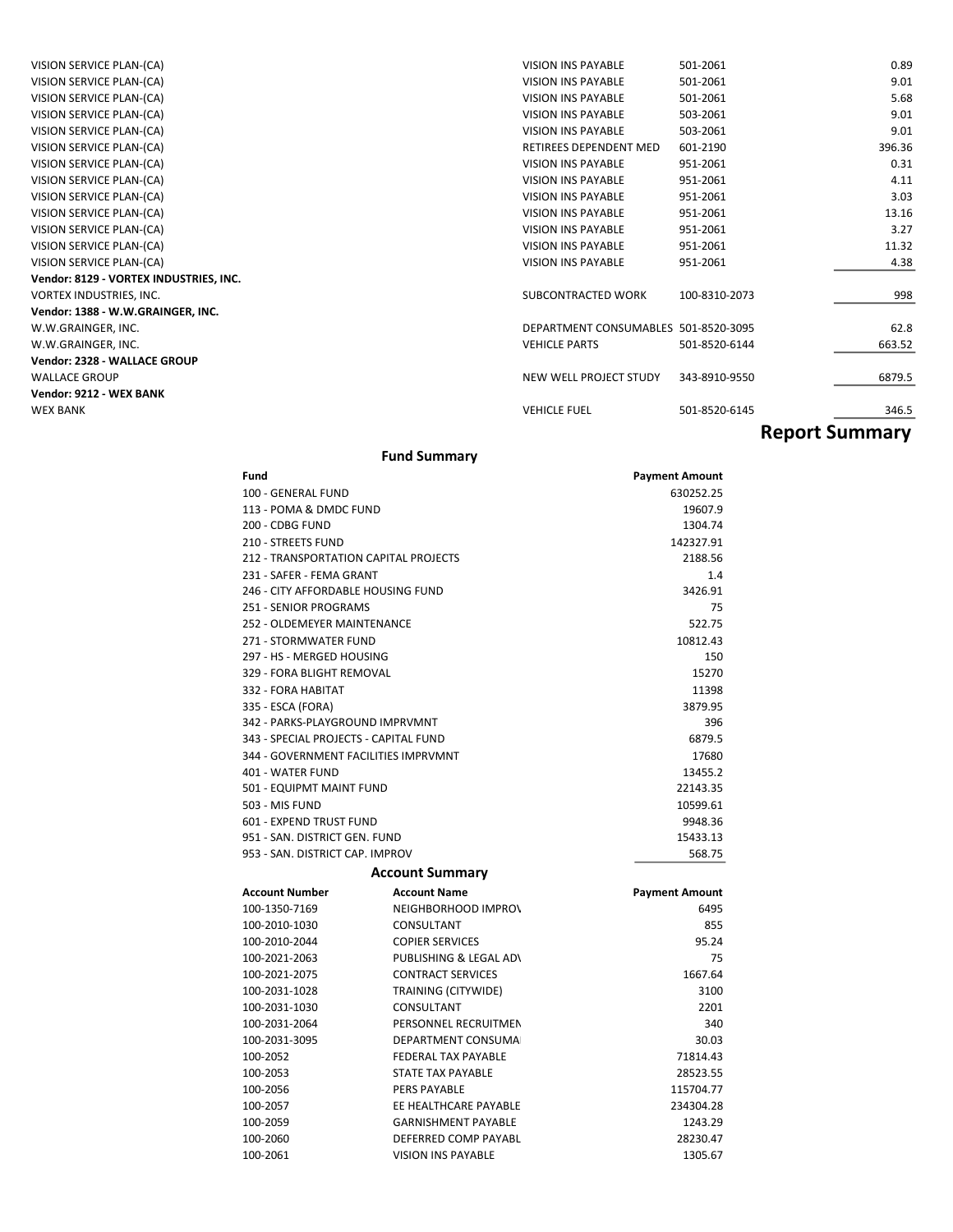| | | | |
|---|---|---|---|
| VISION SERVICE PLAN-(CA) | VISION INS PAYABLE | 501-2061 | 0.89 |
| VISION SERVICE PLAN-(CA) | VISION INS PAYABLE | 501-2061 | 9.01 |
| VISION SERVICE PLAN-(CA) | VISION INS PAYABLE | 501-2061 | 5.68 |
| VISION SERVICE PLAN-(CA) | VISION INS PAYABLE | 503-2061 | 9.01 |
| VISION SERVICE PLAN-(CA) | VISION INS PAYABLE | 503-2061 | 9.01 |
| VISION SERVICE PLAN-(CA) | RETIREES DEPENDENT MED | 601-2190 | 396.36 |
| VISION SERVICE PLAN-(CA) | VISION INS PAYABLE | 951-2061 | 0.31 |
| VISION SERVICE PLAN-(CA) | VISION INS PAYABLE | 951-2061 | 4.11 |
| VISION SERVICE PLAN-(CA) | VISION INS PAYABLE | 951-2061 | 3.03 |
| VISION SERVICE PLAN-(CA) | VISION INS PAYABLE | 951-2061 | 13.16 |
| VISION SERVICE PLAN-(CA) | VISION INS PAYABLE | 951-2061 | 3.27 |
| VISION SERVICE PLAN-(CA) | VISION INS PAYABLE | 951-2061 | 11.32 |
| VISION SERVICE PLAN-(CA) | VISION INS PAYABLE | 951-2061 | 4.38 |
| **Vendor: 8129 - VORTEX INDUSTRIES, INC.** | | | |
| VORTEX INDUSTRIES, INC. | SUBCONTRACTED WORK | 100-8310-2073 | 998 |
| **Vendor: 1388 - W.W.GRAINGER, INC.** | | | |
| W.W.GRAINGER, INC. | DEPARTMENT CONSUMABLES | 501-8520-3095 | 62.8 |
| W.W.GRAINGER, INC. | VEHICLE PARTS | 501-8520-6144 | 663.52 |
| **Vendor: 2328 - WALLACE GROUP** | | | |
| WALLACE GROUP | NEW WELL PROJECT STUDY | 343-8910-9550 | 6879.5 |
| **Vendor: 9212 - WEX BANK** | | | |
| WEX BANK | VEHICLE FUEL | 501-8520-6145 | 346.5 |

# Report Summary

## Fund Summary

| Fund | Payment Amount |
|---|---|
| 100 - GENERAL FUND | 630252.25 |
| 113 - POMA & DMDC FUND | 19607.9 |
| 200 - CDBG FUND | 1304.74 |
| 210 - STREETS FUND | 142327.91 |
| 212 - TRANSPORTATION CAPITAL PROJECTS | 2188.56 |
| 231 - SAFER - FEMA GRANT | 1.4 |
| 246 - CITY AFFORDABLE HOUSING FUND | 3426.91 |
| 251 - SENIOR PROGRAMS | 75 |
| 252 - OLDEMEYER MAINTENANCE | 522.75 |
| 271 - STORMWATER FUND | 10812.43 |
| 297 - HS - MERGED HOUSING | 150 |
| 329 - FORA BLIGHT REMOVAL | 15270 |
| 332 - FORA HABITAT | 11398 |
| 335 - ESCA (FORA) | 3879.95 |
| 342 - PARKS-PLAYGROUND IMPRVMNT | 396 |
| 343 - SPECIAL PROJECTS - CAPITAL FUND | 6879.5 |
| 344 - GOVERNMENT FACILITIES IMPRVMNT | 17680 |
| 401 - WATER FUND | 13455.2 |
| 501 - EQUIPMT MAINT FUND | 22143.35 |
| 503 - MIS FUND | 10599.61 |
| 601 - EXPEND TRUST FUND | 9948.36 |
| 951 - SAN. DISTRICT GEN. FUND | 15433.13 |
| 953 - SAN. DISTRICT CAP. IMPROV | 568.75 |

## Account Summary

| Account Number | Account Name | Payment Amount |
|---|---|---|
| 100-1350-7169 | NEIGHBORHOOD IMPROV | 6495 |
| 100-2010-1030 | CONSULTANT | 855 |
| 100-2010-2044 | COPIER SERVICES | 95.24 |
| 100-2021-2063 | PUBLISHING & LEGAL ADV | 75 |
| 100-2021-2075 | CONTRACT SERVICES | 1667.64 |
| 100-2031-1028 | TRAINING (CITYWIDE) | 3100 |
| 100-2031-1030 | CONSULTANT | 2201 |
| 100-2031-2064 | PERSONNEL RECRUITMEN | 340 |
| 100-2031-3095 | DEPARTMENT CONSUMA | 30.03 |
| 100-2052 | FEDERAL TAX PAYABLE | 71814.43 |
| 100-2053 | STATE TAX PAYABLE | 28523.55 |
| 100-2056 | PERS PAYABLE | 115704.77 |
| 100-2057 | EE HEALTHCARE PAYABLE | 234304.28 |
| 100-2059 | GARNISHMENT PAYABLE | 1243.29 |
| 100-2060 | DEFERRED COMP PAYABL | 28230.47 |
| 100-2061 | VISION INS PAYABLE | 1305.67 |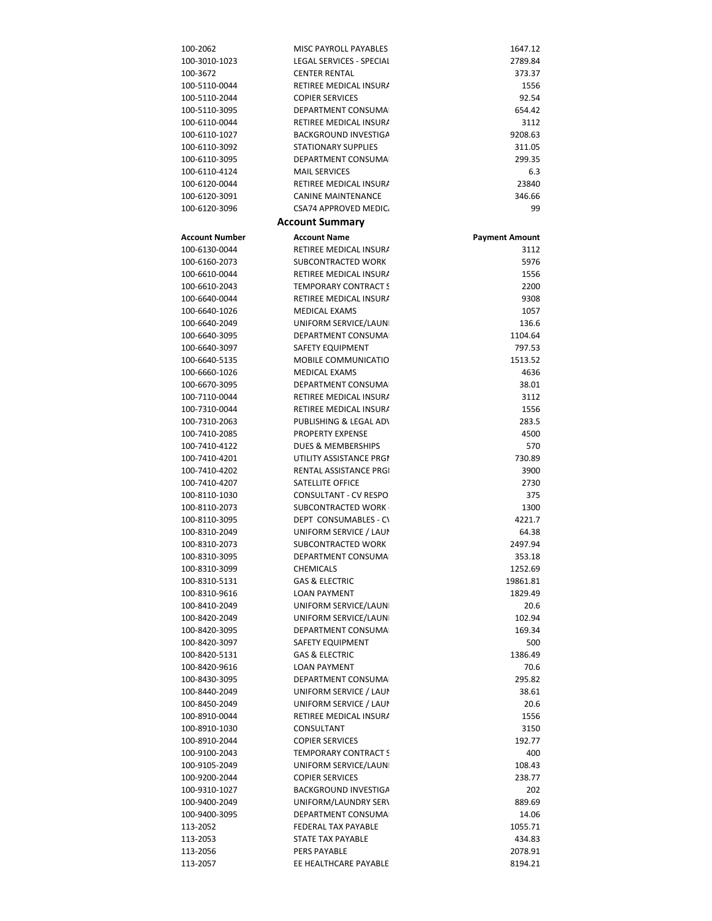| | | |
|---|---|---|
| 100-2062 | MISC PAYROLL PAYABLES | 1647.12 |
| 100-3010-1023 | LEGAL SERVICES - SPECIAL | 2789.84 |
| 100-3672 | CENTER RENTAL | 373.37 |
| 100-5110-0044 | RETIREE MEDICAL INSURA | 1556 |
| 100-5110-2044 | COPIER SERVICES | 92.54 |
| 100-5110-3095 | DEPARTMENT CONSUMA | 654.42 |
| 100-6110-0044 | RETIREE MEDICAL INSURA | 3112 |
| 100-6110-1027 | BACKGROUND INVESTIGA | 9208.63 |
| 100-6110-3092 | STATIONARY SUPPLIES | 311.05 |
| 100-6110-3095 | DEPARTMENT CONSUMA | 299.35 |
| 100-6110-4124 | MAIL SERVICES | 6.3 |
| 100-6120-0044 | RETIREE MEDICAL INSURA | 23840 |
| 100-6120-3091 | CANINE MAINTENANCE | 346.66 |
| 100-6120-3096 | CSA74 APPROVED MEDIC | 99 |

## Account Summary

| Account Number | Account Name | Payment Amount |
|---|---|---|
| 100-6130-0044 | RETIREE MEDICAL INSURA | 3112 |
| 100-6160-2073 | SUBCONTRACTED WORK | 5976 |
| 100-6610-0044 | RETIREE MEDICAL INSURA | 1556 |
| 100-6610-2043 | TEMPORARY CONTRACT S | 2200 |
| 100-6640-0044 | RETIREE MEDICAL INSURA | 9308 |
| 100-6640-1026 | MEDICAL EXAMS | 1057 |
| 100-6640-2049 | UNIFORM SERVICE/LAUN | 136.6 |
| 100-6640-3095 | DEPARTMENT CONSUMA | 1104.64 |
| 100-6640-3097 | SAFETY EQUIPMENT | 797.53 |
| 100-6640-5135 | MOBILE COMMUNICATIO | 1513.52 |
| 100-6660-1026 | MEDICAL EXAMS | 4636 |
| 100-6670-3095 | DEPARTMENT CONSUMA | 38.01 |
| 100-7110-0044 | RETIREE MEDICAL INSURA | 3112 |
| 100-7310-0044 | RETIREE MEDICAL INSURA | 1556 |
| 100-7310-2063 | PUBLISHING & LEGAL AD | 283.5 |
| 100-7410-2085 | PROPERTY EXPENSE | 4500 |
| 100-7410-4122 | DUES & MEMBERSHIPS | 570 |
| 100-7410-4201 | UTILITY ASSISTANCE PRG | 730.89 |
| 100-7410-4202 | RENTAL ASSISTANCE PRG | 3900 |
| 100-7410-4207 | SATELLITE OFFICE | 2730 |
| 100-8110-1030 | CONSULTANT - CV RESPO | 375 |
| 100-8110-2073 | SUBCONTRACTED WORK | 1300 |
| 100-8110-3095 | DEPT CONSUMABLES - C | 4221.7 |
| 100-8310-2049 | UNIFORM SERVICE / LAUN | 64.38 |
| 100-8310-2073 | SUBCONTRACTED WORK | 2497.94 |
| 100-8310-3095 | DEPARTMENT CONSUMA | 353.18 |
| 100-8310-3099 | CHEMICALS | 1252.69 |
| 100-8310-5131 | GAS & ELECTRIC | 19861.81 |
| 100-8310-9616 | LOAN PAYMENT | 1829.49 |
| 100-8410-2049 | UNIFORM SERVICE/LAUN | 20.6 |
| 100-8420-2049 | UNIFORM SERVICE/LAUN | 102.94 |
| 100-8420-3095 | DEPARTMENT CONSUMA | 169.34 |
| 100-8420-3097 | SAFETY EQUIPMENT | 500 |
| 100-8420-5131 | GAS & ELECTRIC | 1386.49 |
| 100-8420-9616 | LOAN PAYMENT | 70.6 |
| 100-8430-3095 | DEPARTMENT CONSUMA | 295.82 |
| 100-8440-2049 | UNIFORM SERVICE / LAUN | 38.61 |
| 100-8450-2049 | UNIFORM SERVICE / LAUN | 20.6 |
| 100-8910-0044 | RETIREE MEDICAL INSURA | 1556 |
| 100-8910-1030 | CONSULTANT | 3150 |
| 100-8910-2044 | COPIER SERVICES | 192.77 |
| 100-9100-2043 | TEMPORARY CONTRACT S | 400 |
| 100-9105-2049 | UNIFORM SERVICE/LAUN | 108.43 |
| 100-9200-2044 | COPIER SERVICES | 238.77 |
| 100-9310-1027 | BACKGROUND INVESTIGA | 202 |
| 100-9400-2049 | UNIFORM/LAUNDRY SER | 889.69 |
| 100-9400-3095 | DEPARTMENT CONSUMA | 14.06 |
| 113-2052 | FEDERAL TAX PAYABLE | 1055.71 |
| 113-2053 | STATE TAX PAYABLE | 434.83 |
| 113-2056 | PERS PAYABLE | 2078.91 |
| 113-2057 | EE HEALTHCARE PAYABLE | 8194.21 |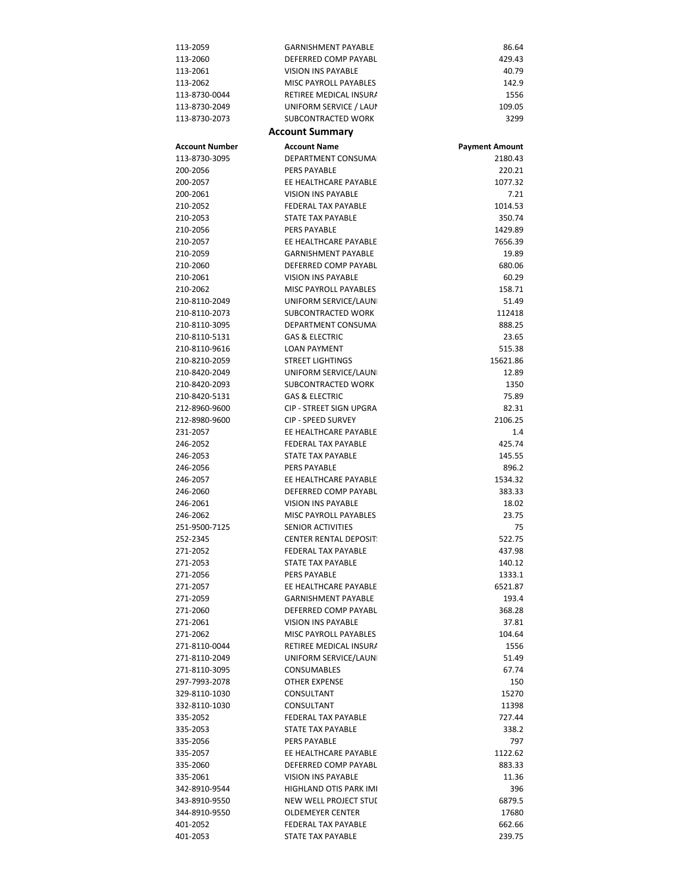| | | |
|---|---|---|
| 113-2059 | GARNISHMENT PAYABLE | 86.64 |
| 113-2060 | DEFERRED COMP PAYABL | 429.43 |
| 113-2061 | VISION INS PAYABLE | 40.79 |
| 113-2062 | MISC PAYROLL PAYABLES | 142.9 |
| 113-8730-0044 | RETIREE MEDICAL INSURA | 1556 |
| 113-8730-2049 | UNIFORM SERVICE / LAUN | 109.05 |
| 113-8730-2073 | SUBCONTRACTED WORK | 3299 |

## Account Summary

| Account Number | Account Name | Payment Amount |
|---|---|---|
| 113-8730-3095 | DEPARTMENT CONSUMA | 2180.43 |
| 200-2056 | PERS PAYABLE | 220.21 |
| 200-2057 | EE HEALTHCARE PAYABLE | 1077.32 |
| 200-2061 | VISION INS PAYABLE | 7.21 |
| 210-2052 | FEDERAL TAX PAYABLE | 1014.53 |
| 210-2053 | STATE TAX PAYABLE | 350.74 |
| 210-2056 | PERS PAYABLE | 1429.89 |
| 210-2057 | EE HEALTHCARE PAYABLE | 7656.39 |
| 210-2059 | GARNISHMENT PAYABLE | 19.89 |
| 210-2060 | DEFERRED COMP PAYABL | 680.06 |
| 210-2061 | VISION INS PAYABLE | 60.29 |
| 210-2062 | MISC PAYROLL PAYABLES | 158.71 |
| 210-8110-2049 | UNIFORM SERVICE/LAUN | 51.49 |
| 210-8110-2073 | SUBCONTRACTED WORK | 112418 |
| 210-8110-3095 | DEPARTMENT CONSUMA | 888.25 |
| 210-8110-5131 | GAS & ELECTRIC | 23.65 |
| 210-8110-9616 | LOAN PAYMENT | 515.38 |
| 210-8210-2059 | STREET LIGHTINGS | 15621.86 |
| 210-8420-2049 | UNIFORM SERVICE/LAUN | 12.89 |
| 210-8420-2093 | SUBCONTRACTED WORK | 1350 |
| 210-8420-5131 | GAS & ELECTRIC | 75.89 |
| 212-8960-9600 | CIP - STREET SIGN UPGRA | 82.31 |
| 212-8980-9600 | CIP - SPEED SURVEY | 2106.25 |
| 231-2057 | EE HEALTHCARE PAYABLE | 1.4 |
| 246-2052 | FEDERAL TAX PAYABLE | 425.74 |
| 246-2053 | STATE TAX PAYABLE | 145.55 |
| 246-2056 | PERS PAYABLE | 896.2 |
| 246-2057 | EE HEALTHCARE PAYABLE | 1534.32 |
| 246-2060 | DEFERRED COMP PAYABL | 383.33 |
| 246-2061 | VISION INS PAYABLE | 18.02 |
| 246-2062 | MISC PAYROLL PAYABLES | 23.75 |
| 251-9500-7125 | SENIOR ACTIVITIES | 75 |
| 252-2345 | CENTER RENTAL DEPOSIT | 522.75 |
| 271-2052 | FEDERAL TAX PAYABLE | 437.98 |
| 271-2053 | STATE TAX PAYABLE | 140.12 |
| 271-2056 | PERS PAYABLE | 1333.1 |
| 271-2057 | EE HEALTHCARE PAYABLE | 6521.87 |
| 271-2059 | GARNISHMENT PAYABLE | 193.4 |
| 271-2060 | DEFERRED COMP PAYABL | 368.28 |
| 271-2061 | VISION INS PAYABLE | 37.81 |
| 271-2062 | MISC PAYROLL PAYABLES | 104.64 |
| 271-8110-0044 | RETIREE MEDICAL INSURA | 1556 |
| 271-8110-2049 | UNIFORM SERVICE/LAUN | 51.49 |
| 271-8110-3095 | CONSUMABLES | 67.74 |
| 297-7993-2078 | OTHER EXPENSE | 150 |
| 329-8110-1030 | CONSULTANT | 15270 |
| 332-8110-1030 | CONSULTANT | 11398 |
| 335-2052 | FEDERAL TAX PAYABLE | 727.44 |
| 335-2053 | STATE TAX PAYABLE | 338.2 |
| 335-2056 | PERS PAYABLE | 797 |
| 335-2057 | EE HEALTHCARE PAYABLE | 1122.62 |
| 335-2060 | DEFERRED COMP PAYABL | 883.33 |
| 335-2061 | VISION INS PAYABLE | 11.36 |
| 342-8910-9544 | HIGHLAND OTIS PARK IMI | 396 |
| 343-8910-9550 | NEW WELL PROJECT STUI | 6879.5 |
| 344-8910-9550 | OLDEMEYER CENTER | 17680 |
| 401-2052 | FEDERAL TAX PAYABLE | 662.66 |
| 401-2053 | STATE TAX PAYABLE | 239.75 |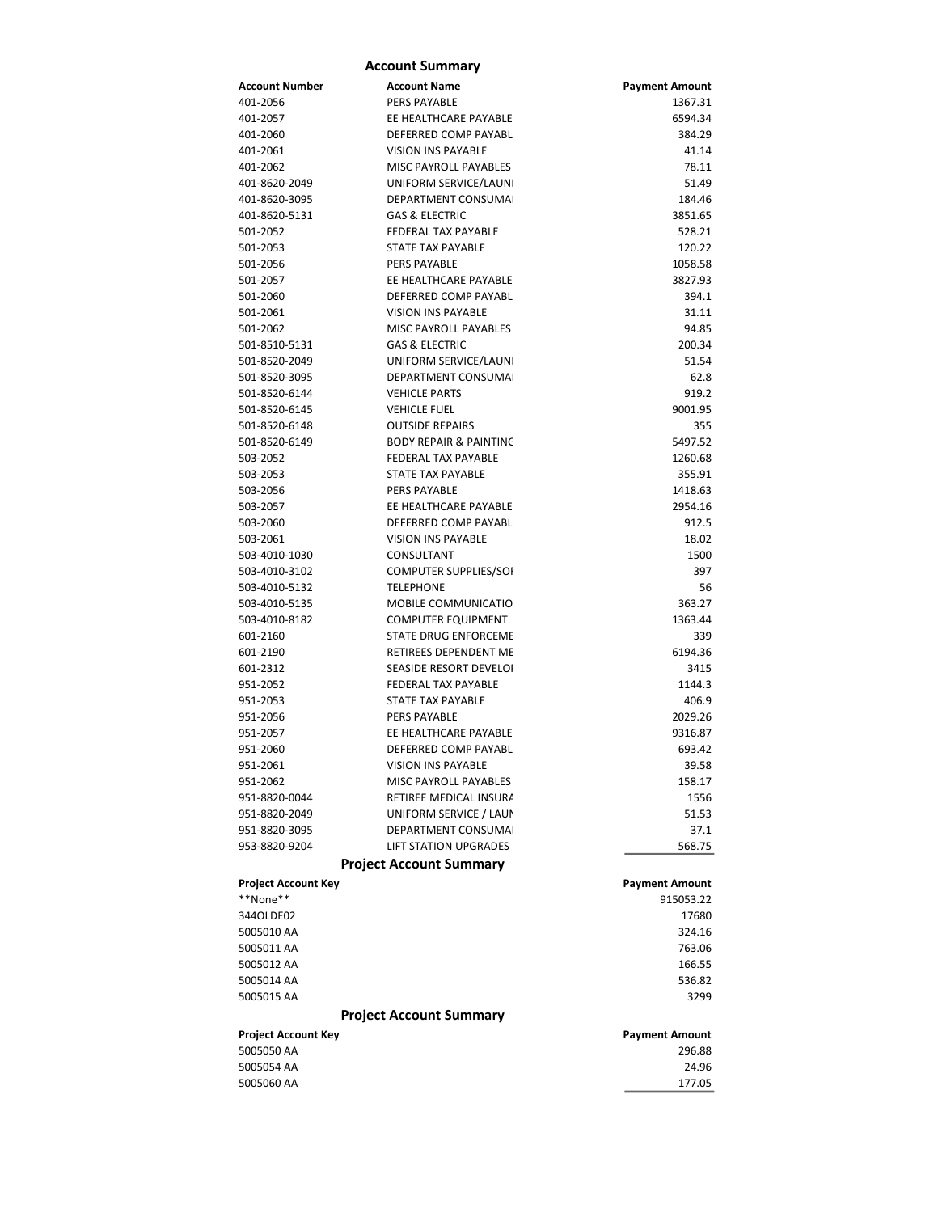## Account Summary

| Account Number | Account Name | Payment Amount |
|---|---|---|
| 401-2056 | PERS PAYABLE | 1367.31 |
| 401-2057 | EE HEALTHCARE PAYABLE | 6594.34 |
| 401-2060 | DEFERRED COMP PAYABL | 384.29 |
| 401-2061 | VISION INS PAYABLE | 41.14 |
| 401-2062 | MISC PAYROLL PAYABLES | 78.11 |
| 401-8620-2049 | UNIFORM SERVICE/LAUN | 51.49 |
| 401-8620-3095 | DEPARTMENT CONSUMA | 184.46 |
| 401-8620-5131 | GAS & ELECTRIC | 3851.65 |
| 501-2052 | FEDERAL TAX PAYABLE | 528.21 |
| 501-2053 | STATE TAX PAYABLE | 120.22 |
| 501-2056 | PERS PAYABLE | 1058.58 |
| 501-2057 | EE HEALTHCARE PAYABLE | 3827.93 |
| 501-2060 | DEFERRED COMP PAYABL | 394.1 |
| 501-2061 | VISION INS PAYABLE | 31.11 |
| 501-2062 | MISC PAYROLL PAYABLES | 94.85 |
| 501-8510-5131 | GAS & ELECTRIC | 200.34 |
| 501-8520-2049 | UNIFORM SERVICE/LAUN | 51.54 |
| 501-8520-3095 | DEPARTMENT CONSUMA | 62.8 |
| 501-8520-6144 | VEHICLE PARTS | 919.2 |
| 501-8520-6145 | VEHICLE FUEL | 9001.95 |
| 501-8520-6148 | OUTSIDE REPAIRS | 355 |
| 501-8520-6149 | BODY REPAIR & PAINTING | 5497.52 |
| 503-2052 | FEDERAL TAX PAYABLE | 1260.68 |
| 503-2053 | STATE TAX PAYABLE | 355.91 |
| 503-2056 | PERS PAYABLE | 1418.63 |
| 503-2057 | EE HEALTHCARE PAYABLE | 2954.16 |
| 503-2060 | DEFERRED COMP PAYABL | 912.5 |
| 503-2061 | VISION INS PAYABLE | 18.02 |
| 503-4010-1030 | CONSULTANT | 1500 |
| 503-4010-3102 | COMPUTER SUPPLIES/SOI | 397 |
| 503-4010-5132 | TELEPHONE | 56 |
| 503-4010-5135 | MOBILE COMMUNICATIO | 363.27 |
| 503-4010-8182 | COMPUTER EQUIPMENT | 1363.44 |
| 601-2160 | STATE DRUG ENFORCEME | 339 |
| 601-2190 | RETIREES DEPENDENT ME | 6194.36 |
| 601-2312 | SEASIDE RESORT DEVELOI | 3415 |
| 951-2052 | FEDERAL TAX PAYABLE | 1144.3 |
| 951-2053 | STATE TAX PAYABLE | 406.9 |
| 951-2056 | PERS PAYABLE | 2029.26 |
| 951-2057 | EE HEALTHCARE PAYABLE | 9316.87 |
| 951-2060 | DEFERRED COMP PAYABL | 693.42 |
| 951-2061 | VISION INS PAYABLE | 39.58 |
| 951-2062 | MISC PAYROLL PAYABLES | 158.17 |
| 951-8820-0044 | RETIREE MEDICAL INSURA | 1556 |
| 951-8820-2049 | UNIFORM SERVICE / LAUN | 51.53 |
| 951-8820-3095 | DEPARTMENT CONSUMA | 37.1 |
| 953-8820-9204 | LIFT STATION UPGRADES | 568.75 |

## Project Account Summary

| Project Account Key | Payment Amount |
|---|---|
| **None** | 915053.22 |
| 344OLDE02 | 17680 |
| 5005010 AA | 324.16 |
| 5005011 AA | 763.06 |
| 5005012 AA | 166.55 |
| 5005014 AA | 536.82 |
| 5005015 AA | 3299 |

## Project Account Summary

| Project Account Key | Payment Amount |
|---|---|
| 5005050 AA | 296.88 |
| 5005054 AA | 24.96 |
| 5005060 AA | 177.05 |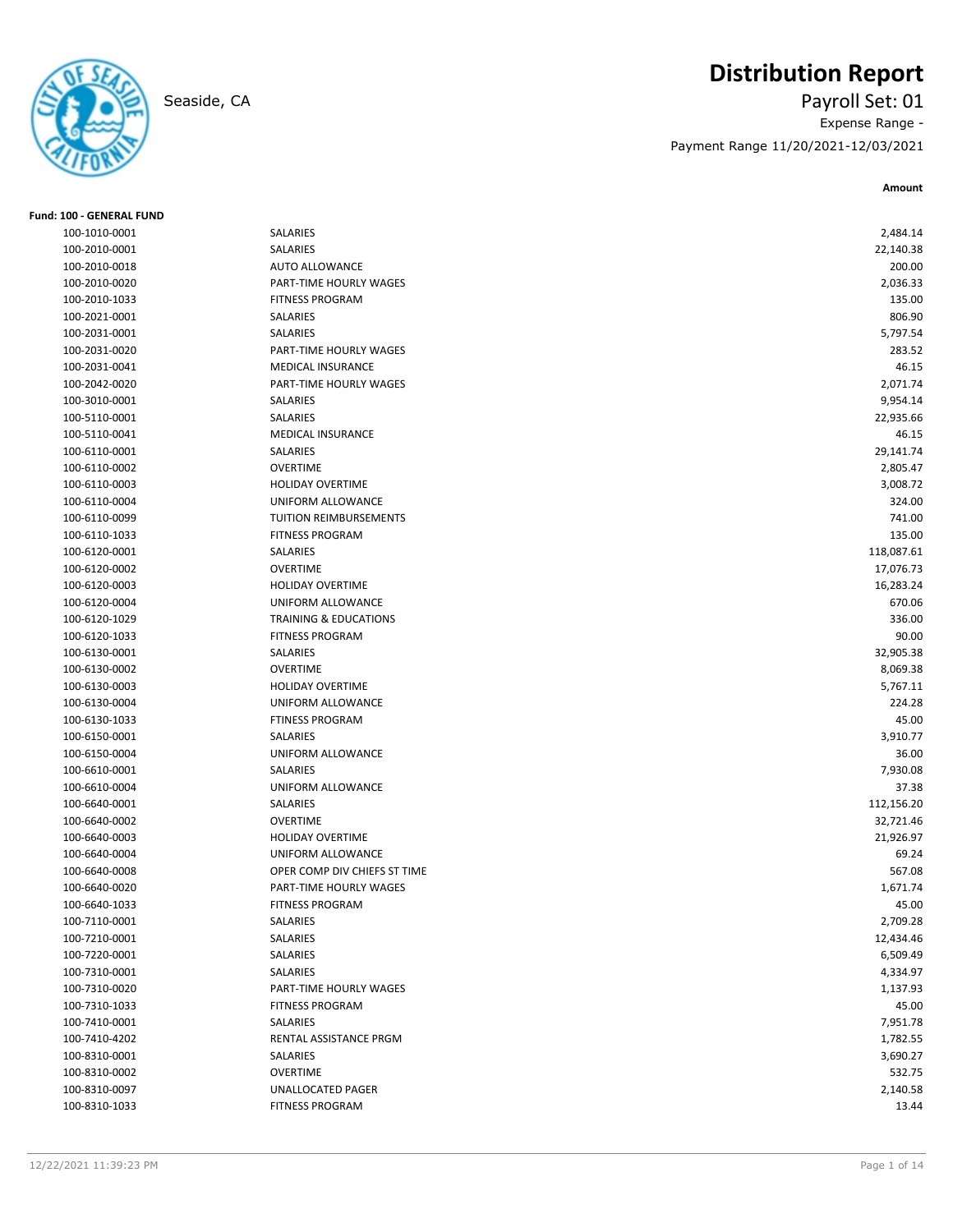# Distribution Report

Seaside, CA

Payroll Set: 01

Expense Range -

Payment Range 11/20/2021-12/03/2021

**Fund: 100 - GENERAL FUND**

| Account | Description | Amount |
|---|---|---|
| 100-1010-0001 | SALARIES | 2,484.14 |
| 100-2010-0001 | SALARIES | 22,140.38 |
| 100-2010-0018 | AUTO ALLOWANCE | 200.00 |
| 100-2010-0020 | PART-TIME HOURLY WAGES | 2,036.33 |
| 100-2010-1033 | FITNESS PROGRAM | 135.00 |
| 100-2021-0001 | SALARIES | 806.90 |
| 100-2031-0001 | SALARIES | 5,797.54 |
| 100-2031-0020 | PART-TIME HOURLY WAGES | 283.52 |
| 100-2031-0041 | MEDICAL INSURANCE | 46.15 |
| 100-2042-0020 | PART-TIME HOURLY WAGES | 2,071.74 |
| 100-3010-0001 | SALARIES | 9,954.14 |
| 100-5110-0001 | SALARIES | 22,935.66 |
| 100-5110-0041 | MEDICAL INSURANCE | 46.15 |
| 100-6110-0001 | SALARIES | 29,141.74 |
| 100-6110-0002 | OVERTIME | 2,805.47 |
| 100-6110-0003 | HOLIDAY OVERTIME | 3,008.72 |
| 100-6110-0004 | UNIFORM ALLOWANCE | 324.00 |
| 100-6110-0099 | TUITION REIMBURSEMENTS | 741.00 |
| 100-6110-1033 | FITNESS PROGRAM | 135.00 |
| 100-6120-0001 | SALARIES | 118,087.61 |
| 100-6120-0002 | OVERTIME | 17,076.73 |
| 100-6120-0003 | HOLIDAY OVERTIME | 16,283.24 |
| 100-6120-0004 | UNIFORM ALLOWANCE | 670.06 |
| 100-6120-1029 | TRAINING & EDUCATIONS | 336.00 |
| 100-6120-1033 | FITNESS PROGRAM | 90.00 |
| 100-6130-0001 | SALARIES | 32,905.38 |
| 100-6130-0002 | OVERTIME | 8,069.38 |
| 100-6130-0003 | HOLIDAY OVERTIME | 5,767.11 |
| 100-6130-0004 | UNIFORM ALLOWANCE | 224.28 |
| 100-6130-1033 | FTINESS PROGRAM | 45.00 |
| 100-6150-0001 | SALARIES | 3,910.77 |
| 100-6150-0004 | UNIFORM ALLOWANCE | 36.00 |
| 100-6610-0001 | SALARIES | 7,930.08 |
| 100-6610-0004 | UNIFORM ALLOWANCE | 37.38 |
| 100-6640-0001 | SALARIES | 112,156.20 |
| 100-6640-0002 | OVERTIME | 32,721.46 |
| 100-6640-0003 | HOLIDAY OVERTIME | 21,926.97 |
| 100-6640-0004 | UNIFORM ALLOWANCE | 69.24 |
| 100-6640-0008 | OPER COMP DIV CHIEFS ST TIME | 567.08 |
| 100-6640-0020 | PART-TIME HOURLY WAGES | 1,671.74 |
| 100-6640-1033 | FITNESS PROGRAM | 45.00 |
| 100-7110-0001 | SALARIES | 2,709.28 |
| 100-7210-0001 | SALARIES | 12,434.46 |
| 100-7220-0001 | SALARIES | 6,509.49 |
| 100-7310-0001 | SALARIES | 4,334.97 |
| 100-7310-0020 | PART-TIME HOURLY WAGES | 1,137.93 |
| 100-7310-1033 | FITNESS PROGRAM | 45.00 |
| 100-7410-0001 | SALARIES | 7,951.78 |
| 100-7410-4202 | RENTAL ASSISTANCE PRGM | 1,782.55 |
| 100-8310-0001 | SALARIES | 3,690.27 |
| 100-8310-0002 | OVERTIME | 532.75 |
| 100-8310-0097 | UNALLOCATED PAGER | 2,140.58 |
| 100-8310-1033 | FITNESS PROGRAM | 13.44 |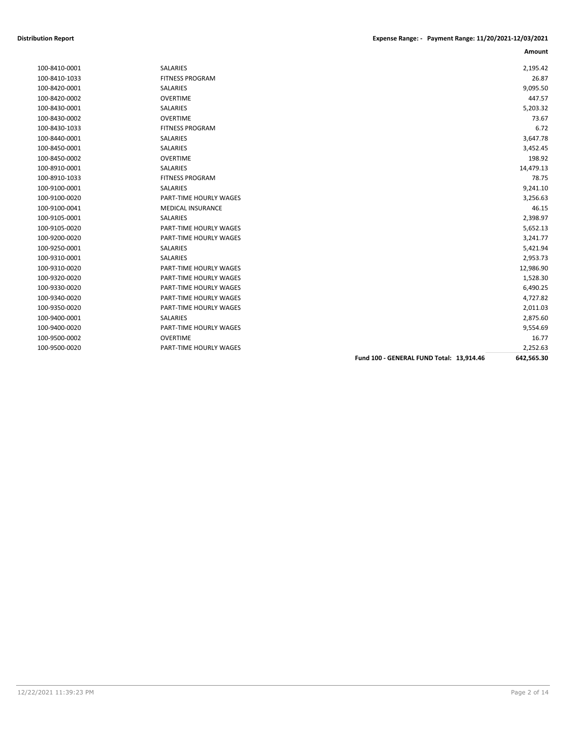**Distribution Report** — **Expense Range: - Payment Range: 11/20/2021-12/03/2021**

| | | Amount |
|---|---|---|
| 100-8410-0001 | SALARIES | 2,195.42 |
| 100-8410-1033 | FITNESS PROGRAM | 26.87 |
| 100-8420-0001 | SALARIES | 9,095.50 |
| 100-8420-0002 | OVERTIME | 447.57 |
| 100-8430-0001 | SALARIES | 5,203.32 |
| 100-8430-0002 | OVERTIME | 73.67 |
| 100-8430-1033 | FITNESS PROGRAM | 6.72 |
| 100-8440-0001 | SALARIES | 3,647.78 |
| 100-8450-0001 | SALARIES | 3,452.45 |
| 100-8450-0002 | OVERTIME | 198.92 |
| 100-8910-0001 | SALARIES | 14,479.13 |
| 100-8910-1033 | FITNESS PROGRAM | 78.75 |
| 100-9100-0001 | SALARIES | 9,241.10 |
| 100-9100-0020 | PART-TIME HOURLY WAGES | 3,256.63 |
| 100-9100-0041 | MEDICAL INSURANCE | 46.15 |
| 100-9105-0001 | SALARIES | 2,398.97 |
| 100-9105-0020 | PART-TIME HOURLY WAGES | 5,652.13 |
| 100-9200-0020 | PART-TIME HOURLY WAGES | 3,241.77 |
| 100-9250-0001 | SALARIES | 5,421.94 |
| 100-9310-0001 | SALARIES | 2,953.73 |
| 100-9310-0020 | PART-TIME HOURLY WAGES | 12,986.90 |
| 100-9320-0020 | PART-TIME HOURLY WAGES | 1,528.30 |
| 100-9330-0020 | PART-TIME HOURLY WAGES | 6,490.25 |
| 100-9340-0020 | PART-TIME HOURLY WAGES | 4,727.82 |
| 100-9350-0020 | PART-TIME HOURLY WAGES | 2,011.03 |
| 100-9400-0001 | SALARIES | 2,875.60 |
| 100-9400-0020 | PART-TIME HOURLY WAGES | 9,554.69 |
| 100-9500-0002 | OVERTIME | 16.77 |
| 100-9500-0020 | PART-TIME HOURLY WAGES | 2,252.63 |
| | **Fund 100 - GENERAL FUND Total: 13,914.46** | **642,565.30** |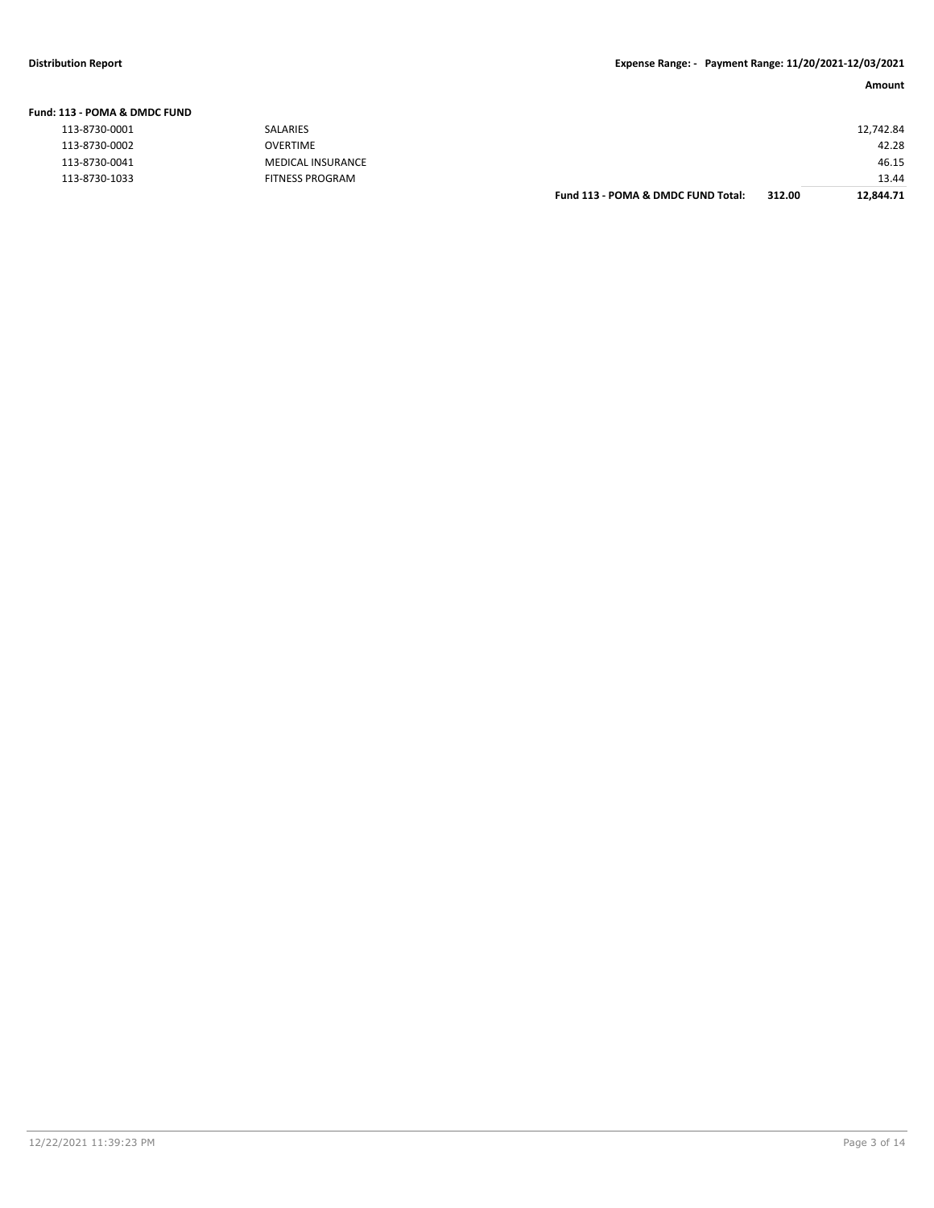**Fund: 113 - POMA & DMDC FUND**

| Account | Description | | | Amount |
|---|---|---|---|---|
| 113-8730-0001 | SALARIES | | | 12,742.84 |
| 113-8730-0002 | OVERTIME | | | 42.28 |
| 113-8730-0041 | MEDICAL INSURANCE | | | 46.15 |
| 113-8730-1033 | FITNESS PROGRAM | | | 13.44 |
| | | **Fund 113 - POMA & DMDC FUND Total:** | **312.00** | **12,844.71** |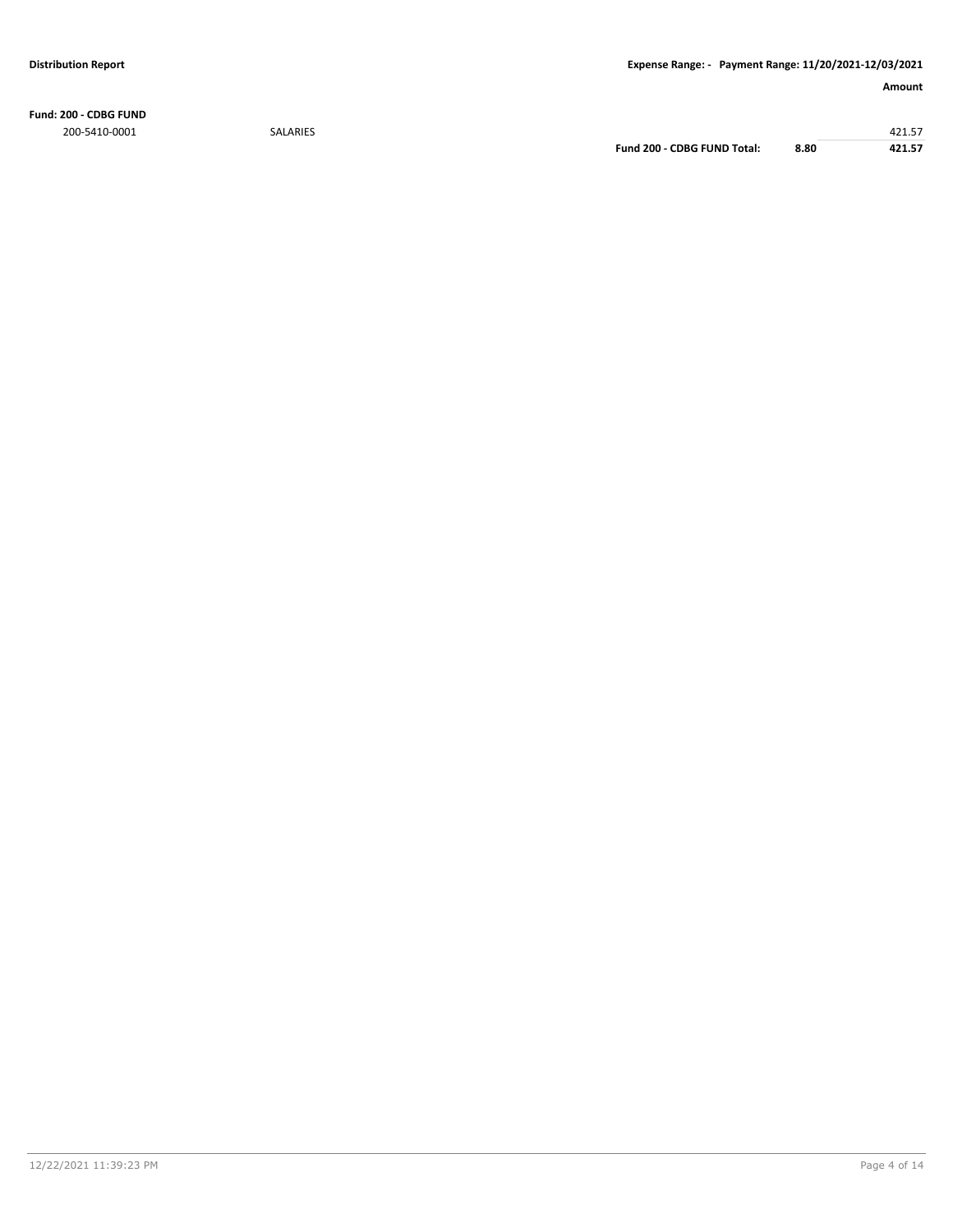**Fund: 200 - CDBG FUND**

| | | | | Amount |
|---|---|---|---|---|
| 200-5410-0001 | SALARIES | | | 421.57 |
| | | **Fund 200 - CDBG FUND Total:** | **8.80** | **421.57** |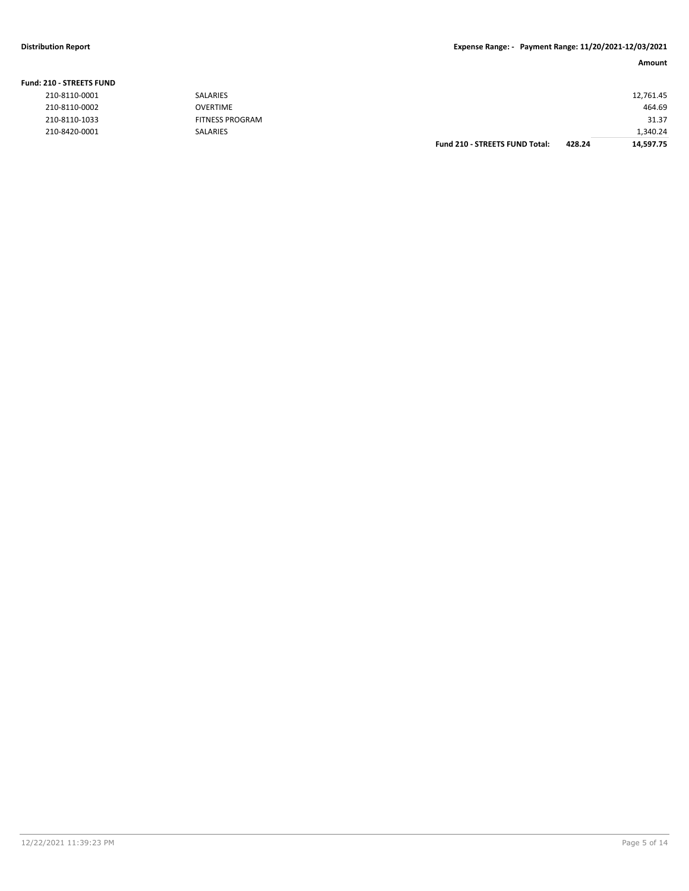| | | | Amount |
|---|---|---|---|
| **Fund: 210 - STREETS FUND** | | | |
| 210-8110-0001 | SALARIES | | 12,761.45 |
| 210-8110-0002 | OVERTIME | | 464.69 |
| 210-8110-1033 | FITNESS PROGRAM | | 31.37 |
| 210-8420-0001 | SALARIES | | 1,340.24 |
| | **Fund 210 - STREETS FUND Total:** | **428.24** | **14,597.75** |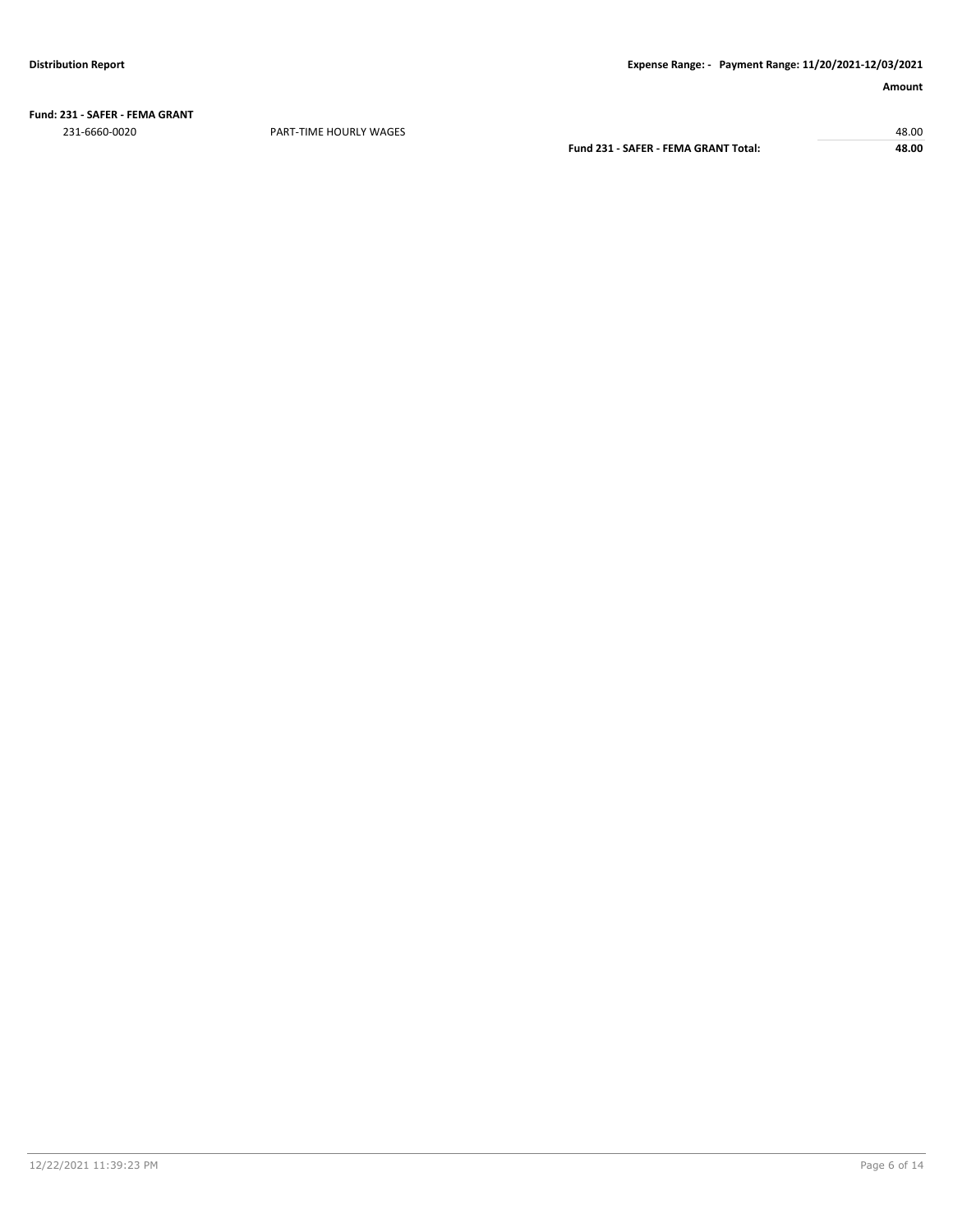**Fund: 231 - SAFER - FEMA GRANT**

| | | Amount |
|---|---|---|
| 231-6660-0020 | PART-TIME HOURLY WAGES | 48.00 |
| | **Fund 231 - SAFER - FEMA GRANT Total:** | **48.00** |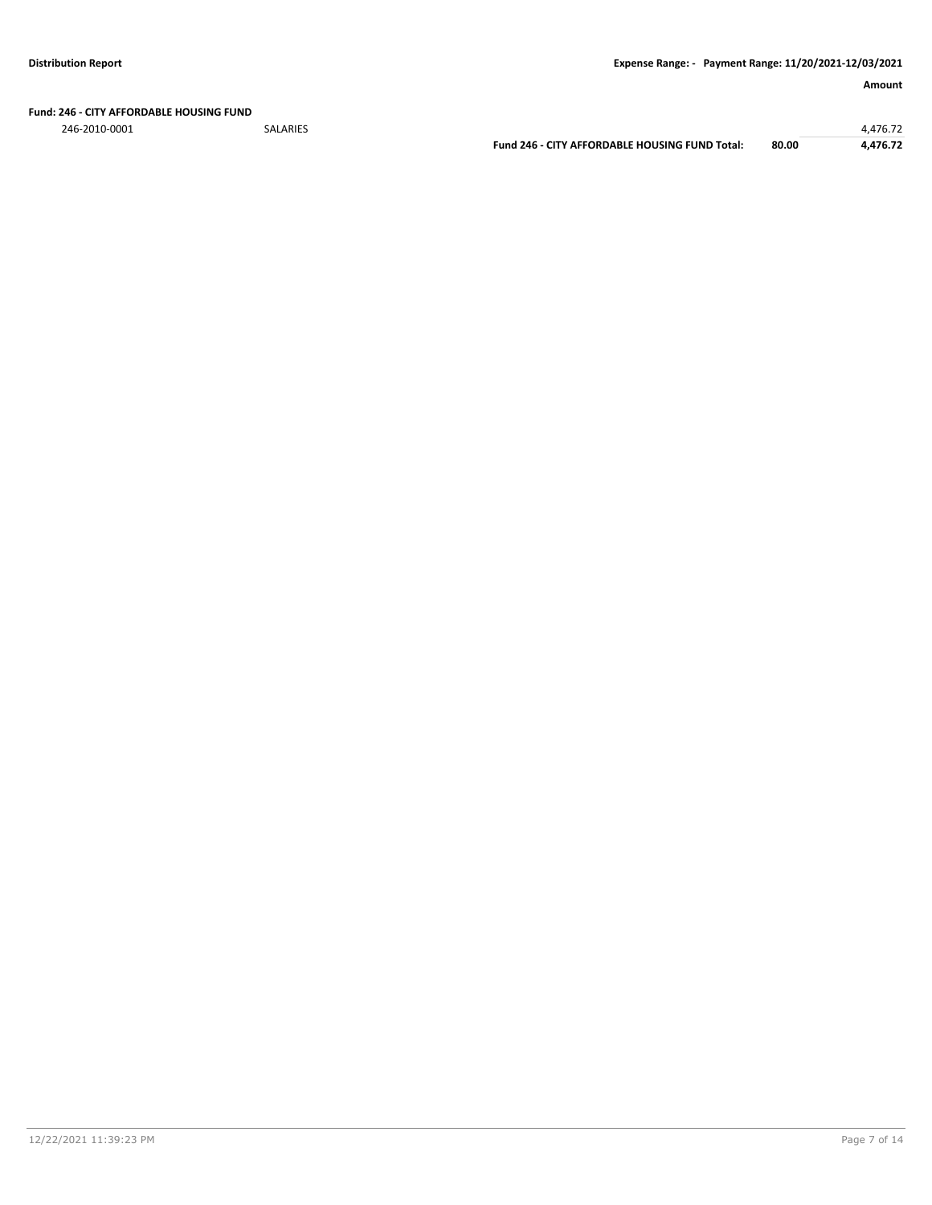**Fund: 246 - CITY AFFORDABLE HOUSING FUND**

| | | | | Amount |
|---|---|---|---|---|
| 246-2010-0001 | SALARIES | | | 4,476.72 |
| | | **Fund 246 - CITY AFFORDABLE HOUSING FUND Total:** | **80.00** | **4,476.72** |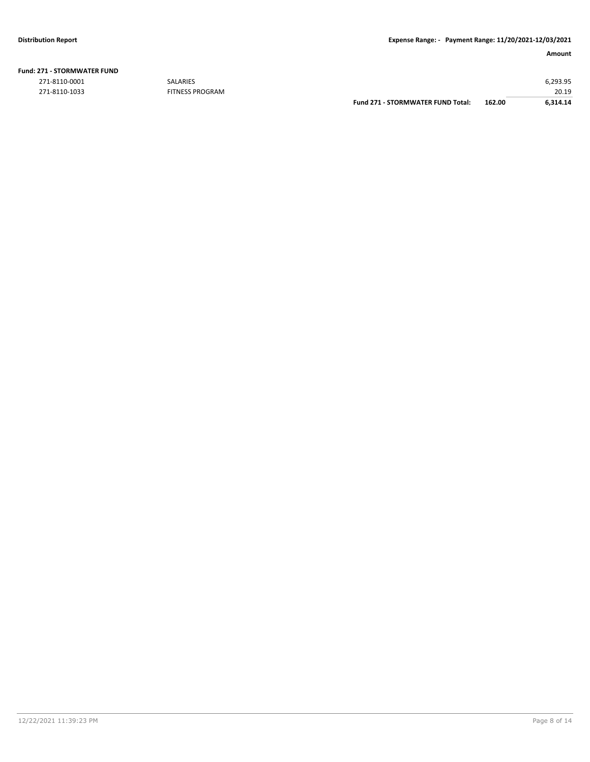| | | | | Amount |
|---|---|---|---|---|
| **Fund: 271 - STORMWATER FUND** | | | | |
| 271-8110-0001 | SALARIES | | | 6,293.95 |
| 271-8110-1033 | FITNESS PROGRAM | | | 20.19 |
| | | **Fund 271 - STORMWATER FUND Total:** | **162.00** | **6,314.14** |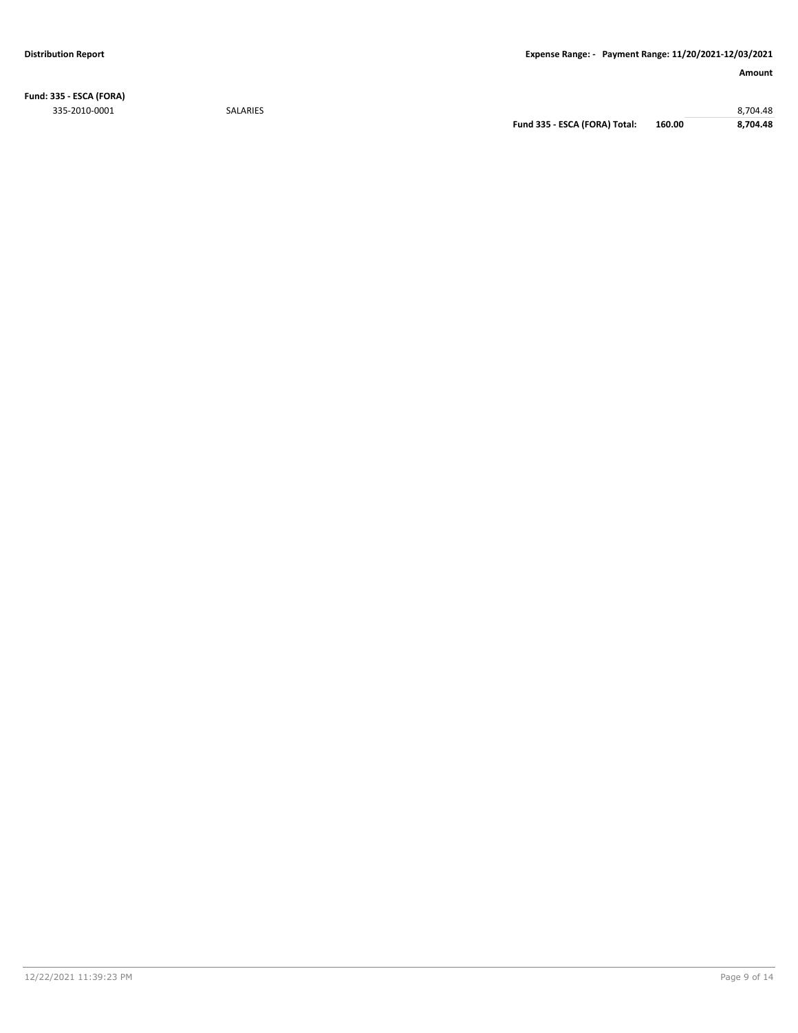**Distribution Report**

**Expense Range: - Payment Range: 11/20/2021-12/03/2021**

| | | | | **Amount** |
|---|---|---|---|---|
| **Fund: 335 - ESCA (FORA)** | | | | |
| 335-2010-0001 | SALARIES | | | 8,704.48 |
| | | **Fund 335 - ESCA (FORA) Total:** | **160.00** | **8,704.48** |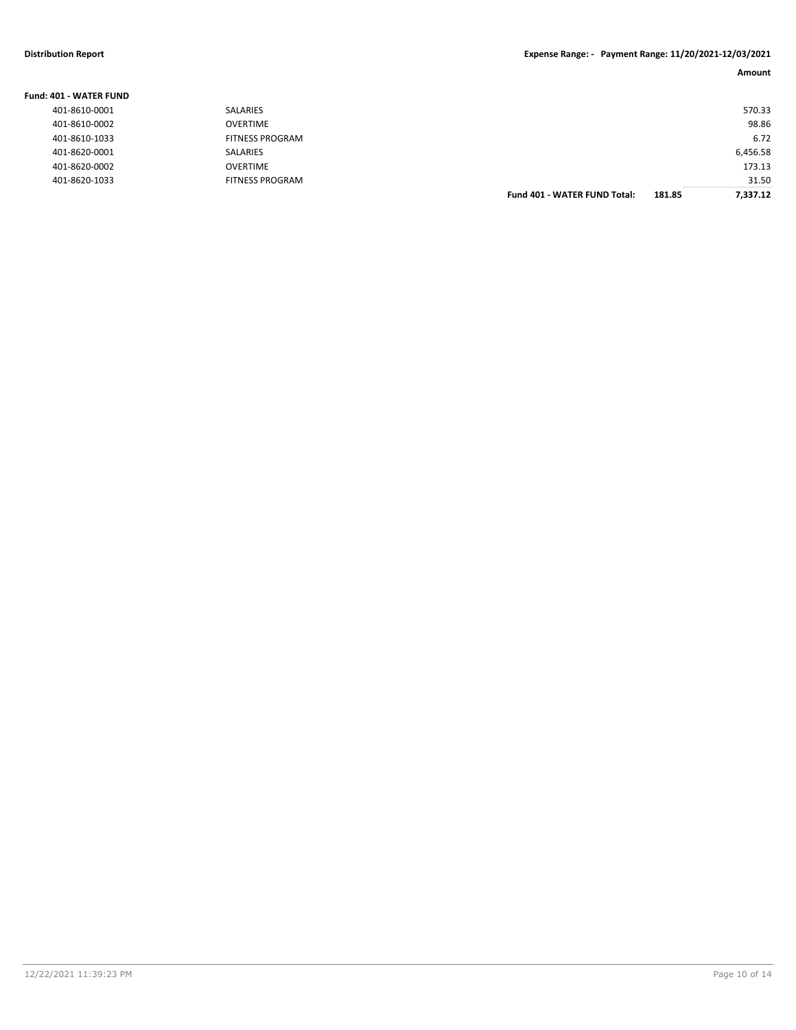**Distribution Report** | **Expense Range: - Payment Range: 11/20/2021-12/03/2021**

| | | | | Amount |
|---|---|---|---|---|
| **Fund: 401 - WATER FUND** | | | | |
| 401-8610-0001 | SALARIES | | | 570.33 |
| 401-8610-0002 | OVERTIME | | | 98.86 |
| 401-8610-1033 | FITNESS PROGRAM | | | 6.72 |
| 401-8620-0001 | SALARIES | | | 6,456.58 |
| 401-8620-0002 | OVERTIME | | | 173.13 |
| 401-8620-1033 | FITNESS PROGRAM | | | 31.50 |
| | | **Fund 401 - WATER FUND Total:** | **181.85** | **7,337.12** |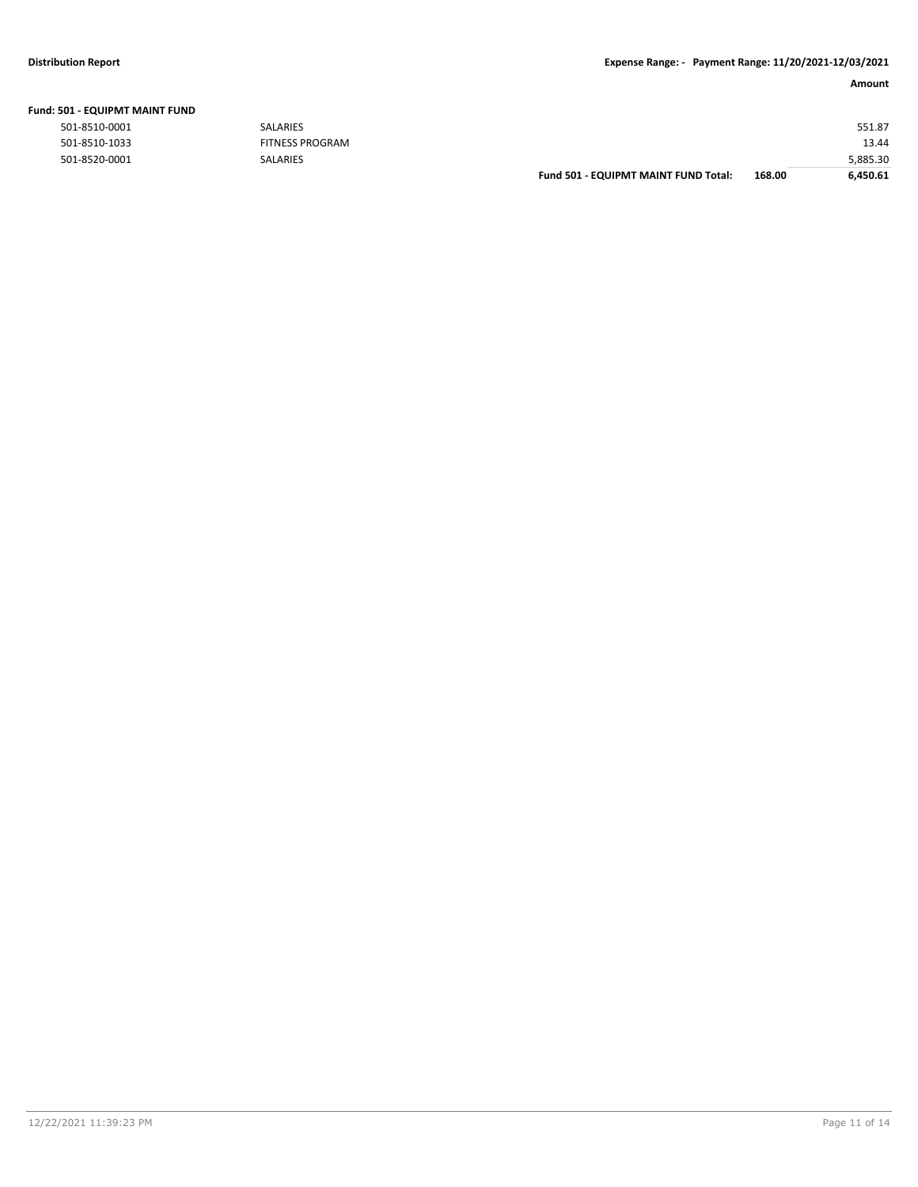**Fund: 501 - EQUIPMT MAINT FUND**

| Account | Description | | | Amount |
|---|---|---|---|---|
| 501-8510-0001 | SALARIES | | | 551.87 |
| 501-8510-1033 | FITNESS PROGRAM | | | 13.44 |
| 501-8520-0001 | SALARIES | | | 5,885.30 |
| | | **Fund 501 - EQUIPMT MAINT FUND Total:** | **168.00** | **6,450.61** |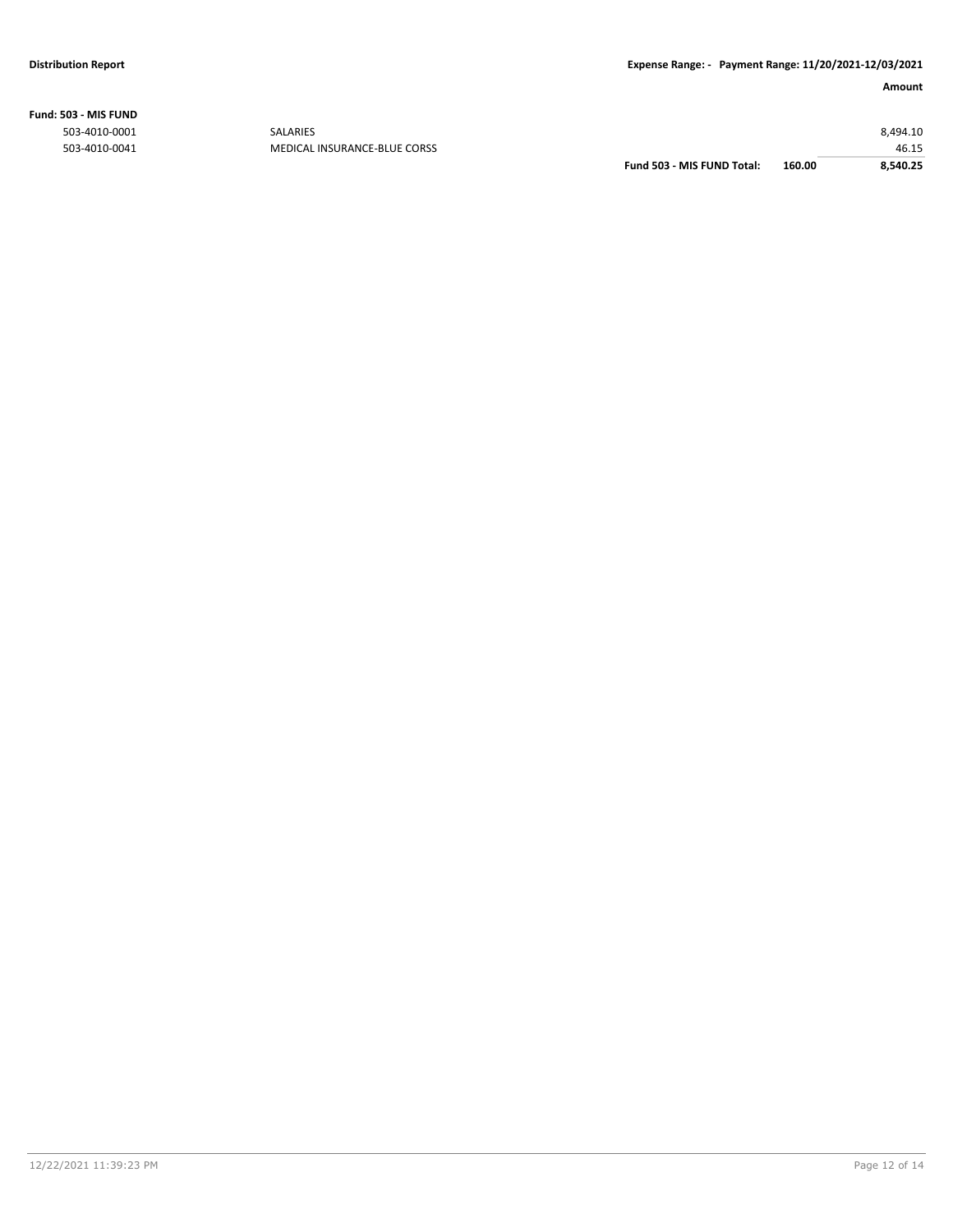**Fund: 503 - MIS FUND**

| Account | Description | | | Amount |
|---|---|---|---|---|
| 503-4010-0001 | SALARIES | | | 8,494.10 |
| 503-4010-0041 | MEDICAL INSURANCE-BLUE CORSS | | | 46.15 |
| | | **Fund 503 - MIS FUND Total:** | **160.00** | **8,540.25** |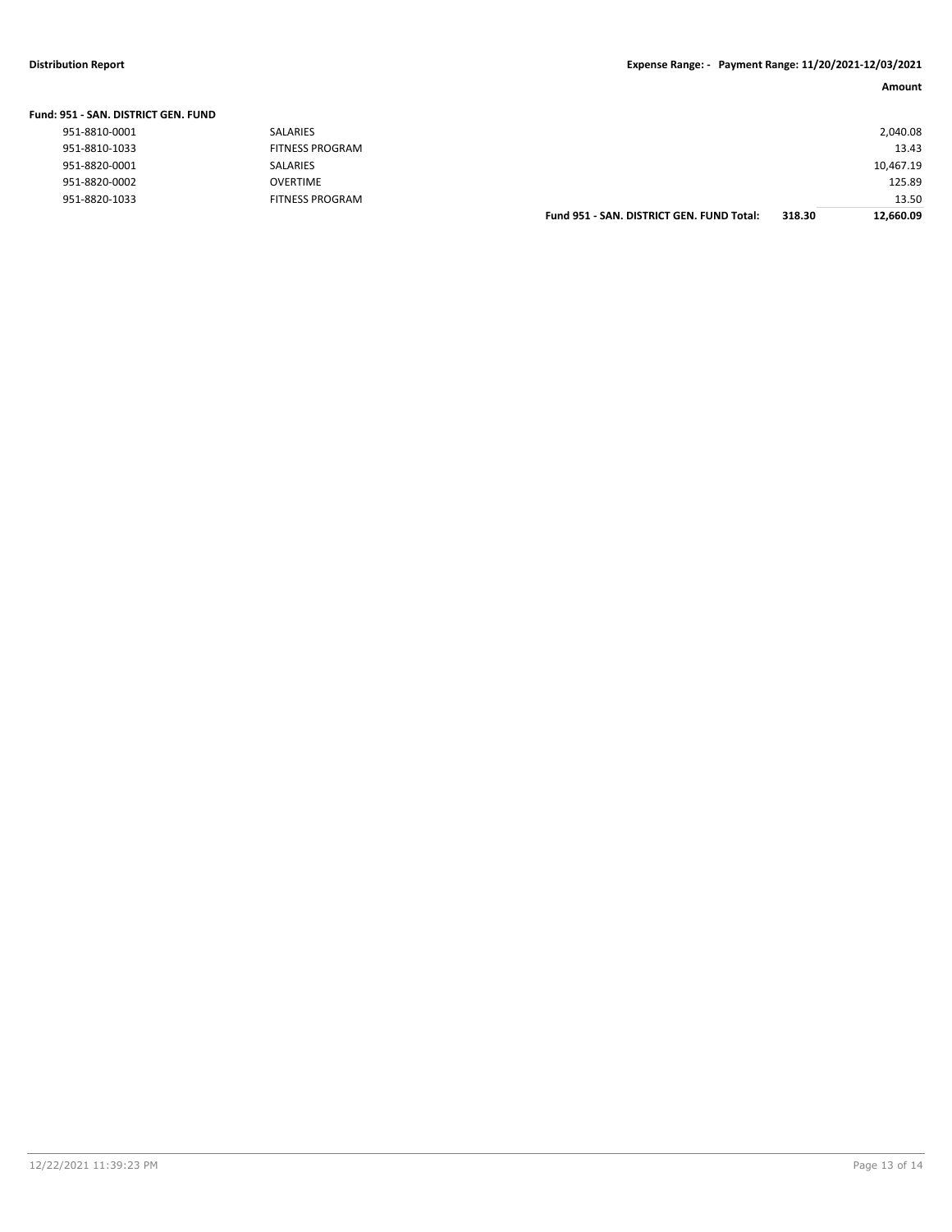**Distribution Report** **Expense Range: - Payment Range: 11/20/2021-12/03/2021**

**Fund: 951 - SAN. DISTRICT GEN. FUND**

| Account | Description | | | Amount |
|---|---|---|---|---|
| 951-8810-0001 | SALARIES | | | 2,040.08 |
| 951-8810-1033 | FITNESS PROGRAM | | | 13.43 |
| 951-8820-0001 | SALARIES | | | 10,467.19 |
| 951-8820-0002 | OVERTIME | | | 125.89 |
| 951-8820-1033 | FITNESS PROGRAM | | | 13.50 |
| | | **Fund 951 - SAN. DISTRICT GEN. FUND Total:** | **318.30** | **12,660.09** |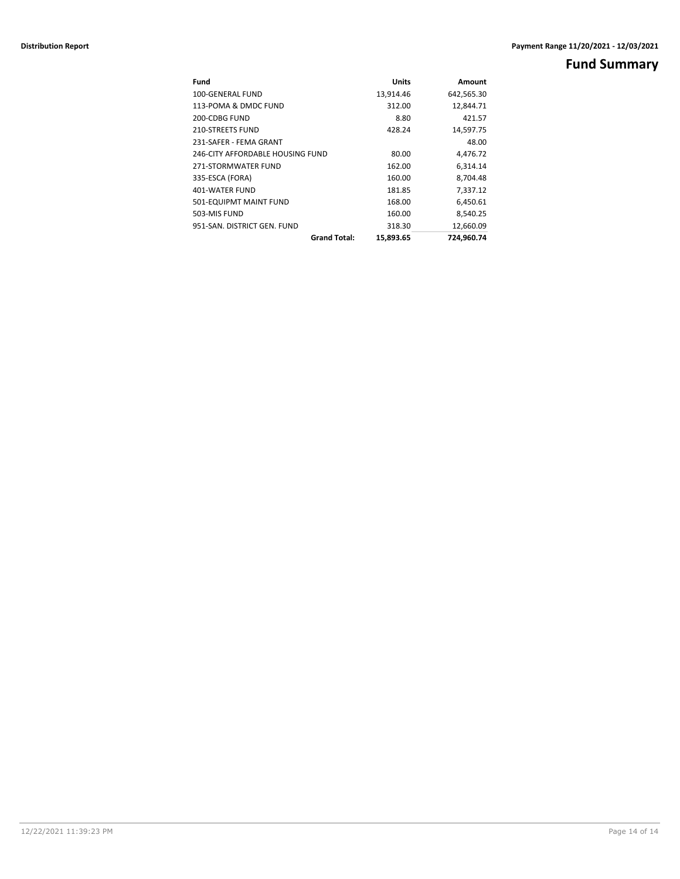## Fund Summary

| Fund | Units | Amount |
|---|---|---|
| 100-GENERAL FUND | 13,914.46 | 642,565.30 |
| 113-POMA & DMDC FUND | 312.00 | 12,844.71 |
| 200-CDBG FUND | 8.80 | 421.57 |
| 210-STREETS FUND | 428.24 | 14,597.75 |
| 231-SAFER - FEMA GRANT | | 48.00 |
| 246-CITY AFFORDABLE HOUSING FUND | 80.00 | 4,476.72 |
| 271-STORMWATER FUND | 162.00 | 6,314.14 |
| 335-ESCA (FORA) | 160.00 | 8,704.48 |
| 401-WATER FUND | 181.85 | 7,337.12 |
| 501-EQUIPMT MAINT FUND | 168.00 | 6,450.61 |
| 503-MIS FUND | 160.00 | 8,540.25 |
| 951-SAN. DISTRICT GEN. FUND | 318.30 | 12,660.09 |
| **Grand Total:** | **15,893.65** | **724,960.74** |